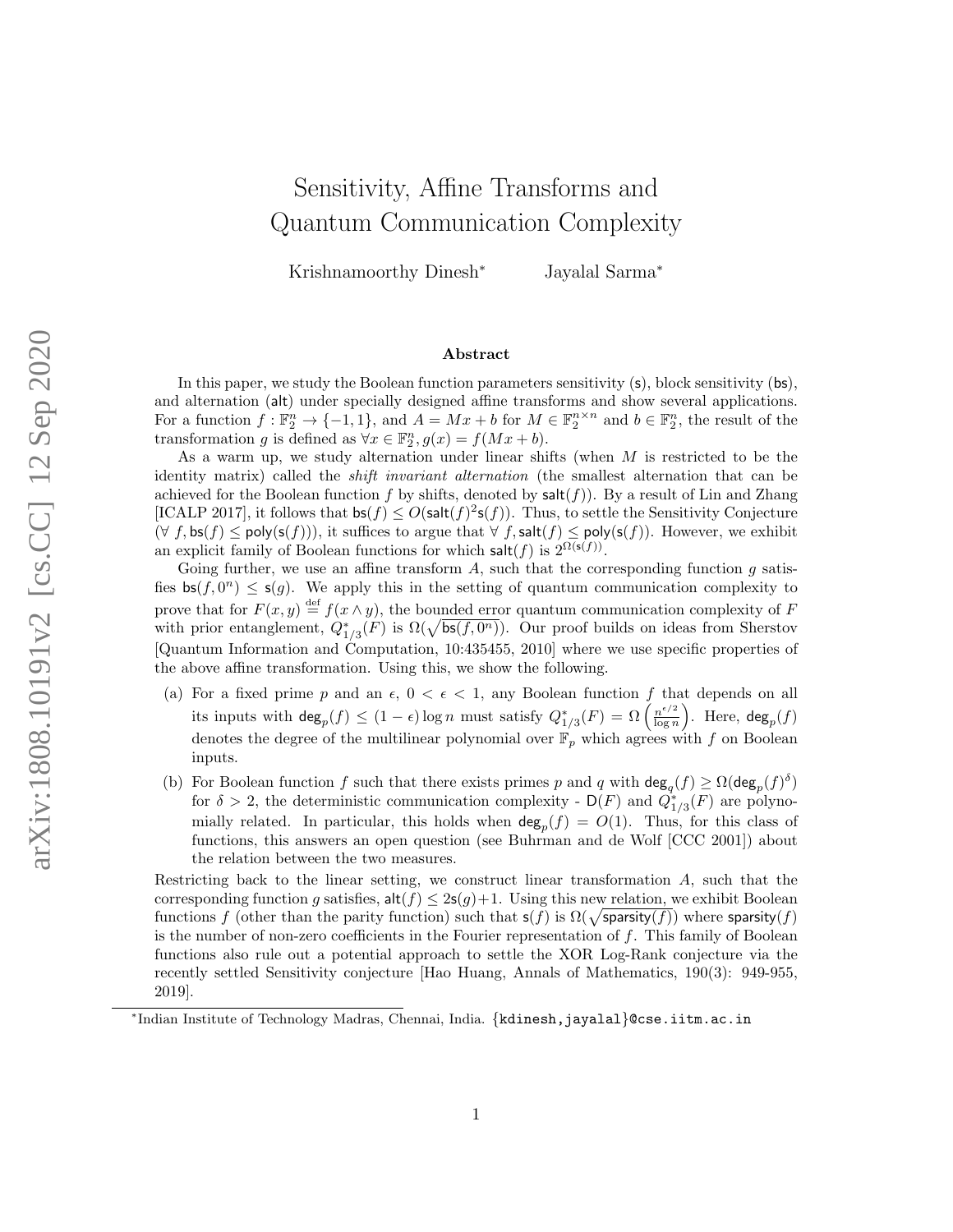# Sensitivity, Affine Transforms and Quantum Communication Complexity

Krishnamoorthy Dinesh* Jayalal Sarma*

## Abstract

In this paper, we study the Boolean function parameters sensitivity ($\mathsf{s}$), block sensitivity ($\mathsf{bs}$), and alternation ($\mathsf{alt}$) under specially designed affine transforms and show several applications. For a function $f : \mathbb{F}_2^n \to \{-1, 1\}$, and $A = Mx + b$ for $M \in \mathbb{F}_2^{n\times n}$ and $b \in \mathbb{F}_2^n$, the result of the transformation $g$ is defined as $\forall x \in \mathbb{F}_2^n, g(x) = f(Mx + b)$.

As a warm up, we study alternation under linear shifts (when $M$ is restricted to be the identity matrix) called the *shift invariant alternation* (the smallest alternation that can be achieved for the Boolean function $f$ by shifts, denoted by $\mathsf{salt}(f)$). By a result of Lin and Zhang [ICALP 2017], it follows that $\mathsf{bs}(f) \le O(\mathsf{salt}(f)^2\mathsf{s}(f))$. Thus, to settle the Sensitivity Conjecture ($\forall\ f, \mathsf{bs}(f) \le \mathsf{poly}(\mathsf{s}(f))$), it suffices to argue that $\forall\ f, \mathsf{salt}(f) \le \mathsf{poly}(\mathsf{s}(f))$. However, we exhibit an explicit family of Boolean functions for which $\mathsf{salt}(f)$ is $2^{\Omega(\mathsf{s}(f))}$.

Going further, we use an affine transform $A$, such that the corresponding function $g$ satisfies $\mathsf{bs}(f, 0^n) \le \mathsf{s}(g)$. We apply this in the setting of quantum communication complexity to prove that for $F(x, y) \stackrel{\text{def}}{=} f(x \wedge y)$, the bounded error quantum communication complexity of $F$ with prior entanglement, $Q^*_{1/3}(F)$ is $\Omega(\sqrt{\mathsf{bs}(f, 0^n)})$. Our proof builds on ideas from Sherstov [Quantum Information and Computation, 10:435455, 2010] where we use specific properties of the above affine transformation. Using this, we show the following.

(a) For a fixed prime $p$ and an $\epsilon$, $0 < \epsilon < 1$, any Boolean function $f$ that depends on all its inputs with $\mathsf{deg}_p(f) \le (1 - \epsilon)\log n$ must satisfy $Q^*_{1/3}(F) = \Omega\left(\frac{n^{\epsilon/2}}{\log n}\right)$. Here, $\mathsf{deg}_p(f)$ denotes the degree of the multilinear polynomial over $\mathbb{F}_p$ which agrees with $f$ on Boolean inputs.

(b) For Boolean function $f$ such that there exists primes $p$ and $q$ with $\mathsf{deg}_q(f) \ge \Omega(\mathsf{deg}_p(f)^\delta)$ for $\delta > 2$, the deterministic communication complexity - $\mathsf{D}(F)$ and $Q^*_{1/3}(F)$ are polynomially related. In particular, this holds when $\mathsf{deg}_p(f) = O(1)$. Thus, for this class of functions, this answers an open question (see Buhrman and de Wolf [CCC 2001]) about the relation between the two measures.

Restricting back to the linear setting, we construct linear transformation $A$, such that the corresponding function $g$ satisfies, $\mathsf{alt}(f) \le 2\mathsf{s}(g)+1$. Using this new relation, we exhibit Boolean functions $f$ (other than the parity function) such that $\mathsf{s}(f)$ is $\Omega(\sqrt{\mathsf{sparsity}(f)})$ where $\mathsf{sparsity}(f)$ is the number of non-zero coefficients in the Fourier representation of $f$. This family of Boolean functions also rule out a potential approach to settle the XOR Log-Rank conjecture via the recently settled Sensitivity conjecture [Hao Huang, Annals of Mathematics, 190(3): 949-955, 2019].

*Indian Institute of Technology Madras, Chennai, India. {kdinesh,jayalal}@cse.iitm.ac.in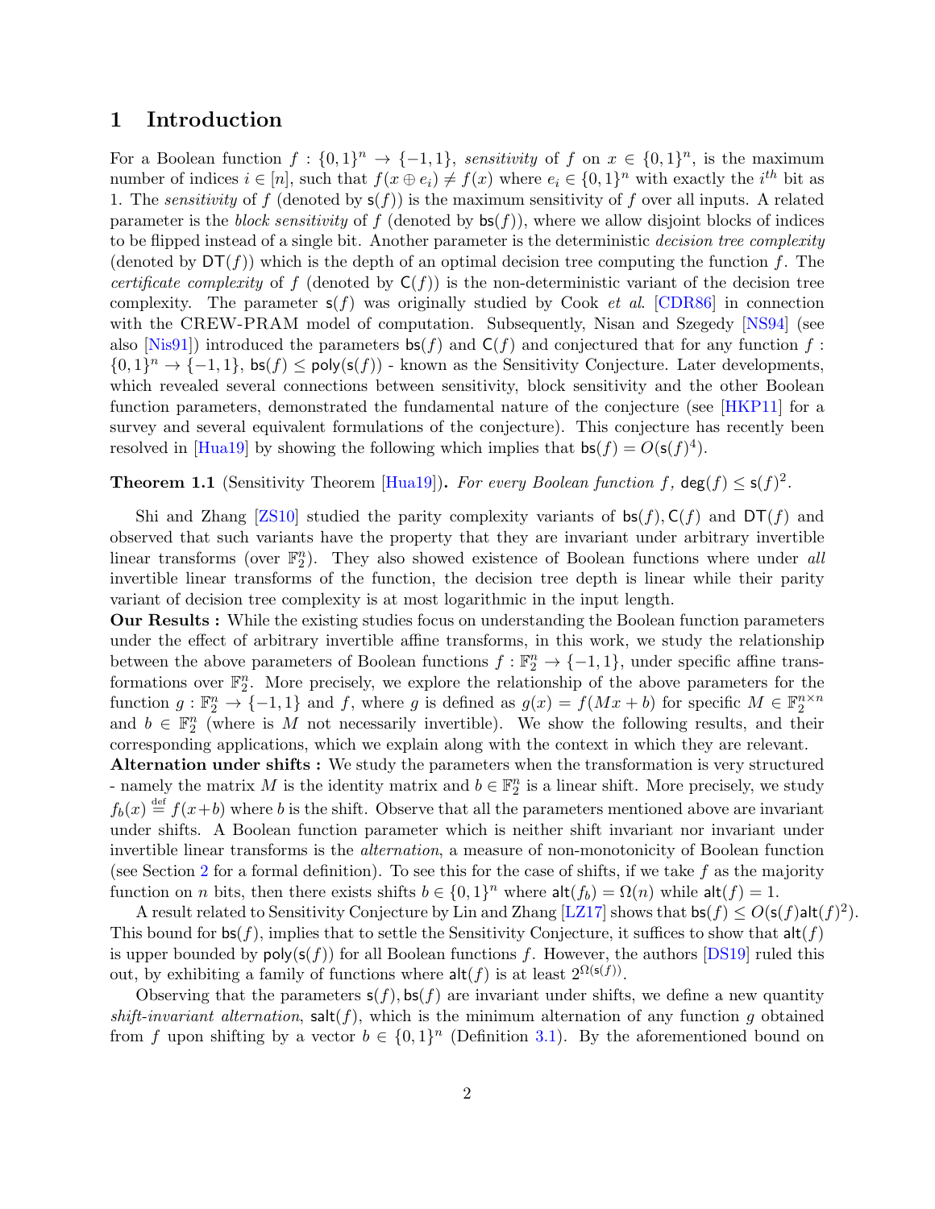## 1 Introduction

For a Boolean function $f : \{0,1\}^n \to \{-1,1\}$, *sensitivity* of $f$ on $x \in \{0,1\}^n$, is the maximum number of indices $i \in [n]$, such that $f(x \oplus e_i) \neq f(x)$ where $e_i \in \{0,1\}^n$ with exactly the $i^{th}$ bit as 1. The *sensitivity* of $f$ (denoted by $\mathsf{s}(f)$) is the maximum sensitivity of $f$ over all inputs. A related parameter is the *block sensitivity* of $f$ (denoted by $\mathsf{bs}(f)$), where we allow disjoint blocks of indices to be flipped instead of a single bit. Another parameter is the deterministic *decision tree complexity* (denoted by $\mathsf{DT}(f)$) which is the depth of an optimal decision tree computing the function $f$. The *certificate complexity* of $f$ (denoted by $\mathsf{C}(f)$) is the non-deterministic variant of the decision tree complexity. The parameter $\mathsf{s}(f)$ was originally studied by Cook *et al.* [CDR86] in connection with the CREW-PRAM model of computation. Subsequently, Nisan and Szegedy [NS94] (see also [Nis91]) introduced the parameters $\mathsf{bs}(f)$ and $\mathsf{C}(f)$ and conjectured that for any function $f : \{0,1\}^n \to \{-1,1\}$, $\mathsf{bs}(f) \leq \mathsf{poly}(\mathsf{s}(f))$ - known as the Sensitivity Conjecture. Later developments, which revealed several connections between sensitivity, block sensitivity and the other Boolean function parameters, demonstrated the fundamental nature of the conjecture (see [HKP11] for a survey and several equivalent formulations of the conjecture). This conjecture has recently been resolved in [Hua19] by showing the following which implies that $\mathsf{bs}(f) = O(\mathsf{s}(f)^4)$.

**Theorem 1.1** (Sensitivity Theorem [Hua19])**.** *For every Boolean function $f$, $\mathsf{deg}(f) \leq \mathsf{s}(f)^2$.*

Shi and Zhang [ZS10] studied the parity complexity variants of $\mathsf{bs}(f), \mathsf{C}(f)$ and $\mathsf{DT}(f)$ and observed that such variants have the property that they are invariant under arbitrary invertible linear transforms (over $\mathbb{F}_2^n$). They also showed existence of Boolean functions where under *all* invertible linear transforms of the function, the decision tree depth is linear while their parity variant of decision tree complexity is at most logarithmic in the input length.

**Our Results :** While the existing studies focus on understanding the Boolean function parameters under the effect of arbitrary invertible affine transforms, in this work, we study the relationship between the above parameters of Boolean functions $f : \mathbb{F}_2^n \to \{-1,1\}$, under specific affine transformations over $\mathbb{F}_2^n$. More precisely, we explore the relationship of the above parameters for the function $g : \mathbb{F}_2^n \to \{-1,1\}$ and $f$, where $g$ is defined as $g(x) = f(Mx + b)$ for specific $M \in \mathbb{F}_2^{n \times n}$ and $b \in \mathbb{F}_2^n$ (where is $M$ not necessarily invertible). We show the following results, and their corresponding applications, which we explain along with the context in which they are relevant.

**Alternation under shifts :** We study the parameters when the transformation is very structured - namely the matrix $M$ is the identity matrix and $b \in \mathbb{F}_2^n$ is a linear shift. More precisely, we study $f_b(x) \stackrel{\text{def}}{=} f(x+b)$ where $b$ is the shift. Observe that all the parameters mentioned above are invariant under shifts. A Boolean function parameter which is neither shift invariant nor invariant under invertible linear transforms is the *alternation*, a measure of non-monotonicity of Boolean function (see Section 2 for a formal definition). To see this for the case of shifts, if we take $f$ as the majority function on $n$ bits, then there exists shifts $b \in \{0,1\}^n$ where $\mathsf{alt}(f_b) = \Omega(n)$ while $\mathsf{alt}(f) = 1$.

A result related to Sensitivity Conjecture by Lin and Zhang [LZ17] shows that $\mathsf{bs}(f) \leq O(\mathsf{s}(f)\mathsf{alt}(f)^2)$. This bound for $\mathsf{bs}(f)$, implies that to settle the Sensitivity Conjecture, it suffices to show that $\mathsf{alt}(f)$ is upper bounded by $\mathsf{poly}(\mathsf{s}(f))$ for all Boolean functions $f$. However, the authors [DS19] ruled this out, by exhibiting a family of functions where $\mathsf{alt}(f)$ is at least $2^{\Omega(\mathsf{s}(f))}$.

Observing that the parameters $\mathsf{s}(f), \mathsf{bs}(f)$ are invariant under shifts, we define a new quantity *shift-invariant alternation*, $\mathsf{salt}(f)$, which is the minimum alternation of any function $g$ obtained from $f$ upon shifting by a vector $b \in \{0,1\}^n$ (Definition 3.1). By the aforementioned bound on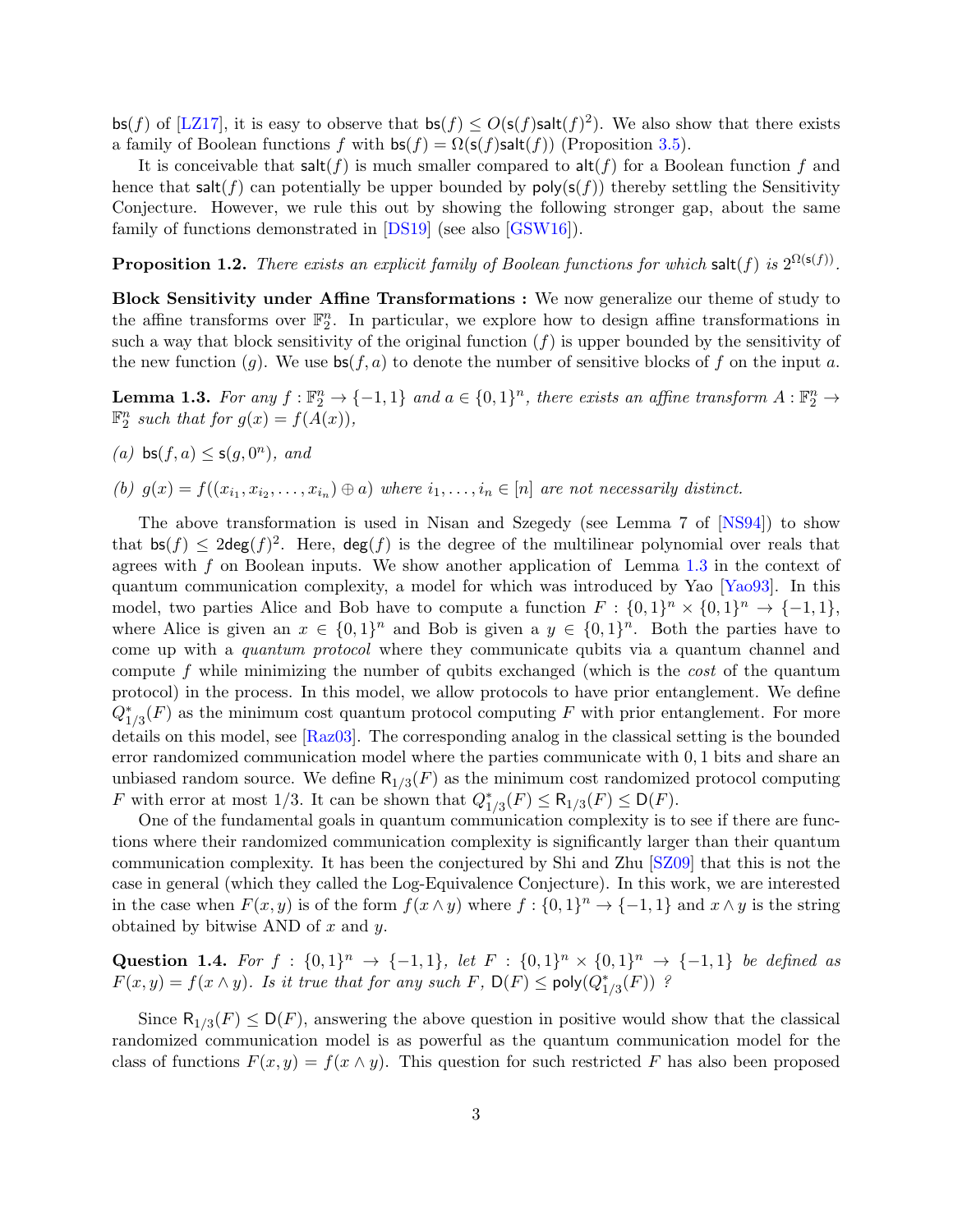$\mathsf{bs}(f)$ of [LZ17], it is easy to observe that $\mathsf{bs}(f) \leq O(\mathsf{s}(f)\mathsf{salt}(f)^2)$. We also show that there exists a family of Boolean functions $f$ with $\mathsf{bs}(f) = \Omega(\mathsf{s}(f)\mathsf{salt}(f))$ (Proposition 3.5).

It is conceivable that $\mathsf{salt}(f)$ is much smaller compared to $\mathsf{alt}(f)$ for a Boolean function $f$ and hence that $\mathsf{salt}(f)$ can potentially be upper bounded by $\mathsf{poly}(\mathsf{s}(f))$ thereby settling the Sensitivity Conjecture. However, we rule this out by showing the following stronger gap, about the same family of functions demonstrated in [DS19] (see also [GSW16]).

**Proposition 1.2.** *There exists an explicit family of Boolean functions for which* $\mathsf{salt}(f)$ *is* $2^{\Omega(\mathsf{s}(f))}$.

**Block Sensitivity under Affine Transformations :** We now generalize our theme of study to the affine transforms over $\mathbb{F}_2^n$. In particular, we explore how to design affine transformations in such a way that block sensitivity of the original function ($f$) is upper bounded by the sensitivity of the new function ($g$). We use $\mathsf{bs}(f, a)$ to denote the number of sensitive blocks of $f$ on the input $a$.

**Lemma 1.3.** *For any* $f : \mathbb{F}_2^n \to \{-1, 1\}$ *and* $a \in \{0,1\}^n$*, there exists an affine transform* $A : \mathbb{F}_2^n \to \mathbb{F}_2^n$ *such that for* $g(x) = f(A(x))$*,*

*(a)* $\mathsf{bs}(f, a) \leq \mathsf{s}(g, 0^n)$*, and*

*(b)* $g(x) = f((x_{i_1}, x_{i_2}, \ldots, x_{i_n}) \oplus a)$ *where* $i_1, \ldots, i_n \in [n]$ *are not necessarily distinct.*

The above transformation is used in Nisan and Szegedy (see Lemma 7 of [NS94]) to show that $\mathsf{bs}(f) \leq 2\mathsf{deg}(f)^2$. Here, $\mathsf{deg}(f)$ is the degree of the multilinear polynomial over reals that agrees with $f$ on Boolean inputs. We show another application of Lemma 1.3 in the context of quantum communication complexity, a model for which was introduced by Yao [Yao93]. In this model, two parties Alice and Bob have to compute a function $F : \{0,1\}^n \times \{0,1\}^n \to \{-1, 1\}$, where Alice is given an $x \in \{0,1\}^n$ and Bob is given a $y \in \{0,1\}^n$. Both the parties have to come up with a *quantum protocol* where they communicate qubits via a quantum channel and compute $f$ while minimizing the number of qubits exchanged (which is the *cost* of the quantum protocol) in the process. In this model, we allow protocols to have prior entanglement. We define $Q^*_{1/3}(F)$ as the minimum cost quantum protocol computing $F$ with prior entanglement. For more details on this model, see [Raz03]. The corresponding analog in the classical setting is the bounded error randomized communication model where the parties communicate with $0, 1$ bits and share an unbiased random source. We define $\mathsf{R}_{1/3}(F)$ as the minimum cost randomized protocol computing $F$ with error at most $1/3$. It can be shown that $Q^*_{1/3}(F) \leq \mathsf{R}_{1/3}(F) \leq \mathsf{D}(F)$.

One of the fundamental goals in quantum communication complexity is to see if there are functions where their randomized communication complexity is significantly larger than their quantum communication complexity. It has been the conjectured by Shi and Zhu [SZ09] that this is not the case in general (which they called the Log-Equivalence Conjecture). In this work, we are interested in the case when $F(x, y)$ is of the form $f(x \wedge y)$ where $f : \{0,1\}^n \to \{-1, 1\}$ and $x \wedge y$ is the string obtained by bitwise AND of $x$ and $y$.

**Question 1.4.** *For* $f : \{0,1\}^n \to \{-1, 1\}$*, let* $F : \{0,1\}^n \times \{0,1\}^n \to \{-1, 1\}$ *be defined as* $F(x, y) = f(x \wedge y)$*. Is it true that for any such* $F$*,* $\mathsf{D}(F) \leq \mathsf{poly}(Q^*_{1/3}(F))$ *?*

Since $\mathsf{R}_{1/3}(F) \leq \mathsf{D}(F)$, answering the above question in positive would show that the classical randomized communication model is as powerful as the quantum communication model for the class of functions $F(x, y) = f(x \wedge y)$. This question for such restricted $F$ has also been proposed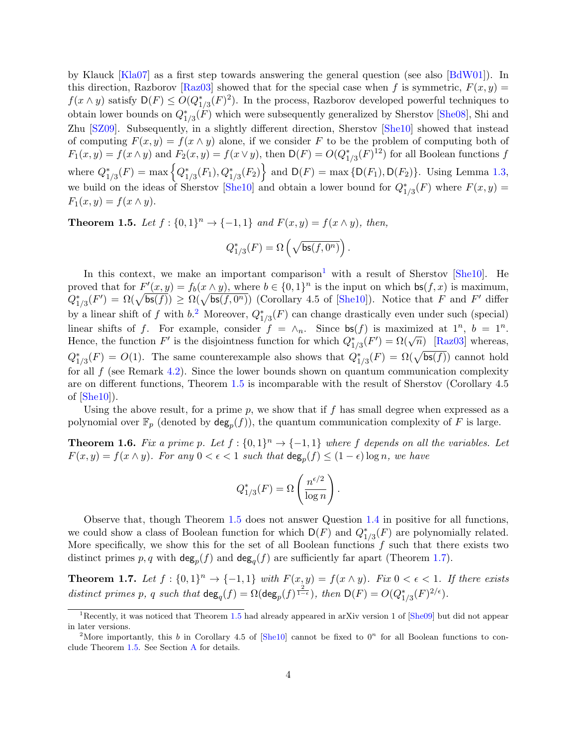by Klauck [Kla07] as a first step towards answering the general question (see also [BdW01]). In this direction, Razborov [Raz03] showed that for the special case when $f$ is symmetric, $F(x, y) = f(x \wedge y)$ satisfy $\mathsf{D}(F) \leq O(Q^*_{1/3}(F)^2)$. In the process, Razborov developed powerful techniques to obtain lower bounds on $Q^*_{1/3}(F)$ which were subsequently generalized by Sherstov [She08], Shi and Zhu [SZ09]. Subsequently, in a slightly different direction, Sherstov [She10] showed that instead of computing $F(x, y) = f(x \wedge y)$ alone, if we consider $F$ to be the problem of computing both of $F_1(x, y) = f(x \wedge y)$ and $F_2(x, y) = f(x \vee y)$, then $\mathsf{D}(F) = O(Q^*_{1/3}(F)^{12})$ for all Boolean functions $f$ where $Q^*_{1/3}(F) = \max\left\{Q^*_{1/3}(F_1), Q^*_{1/3}(F_2)\right\}$ and $\mathsf{D}(F) = \max\{\mathsf{D}(F_1), \mathsf{D}(F_2)\}$. Using Lemma 1.3, we build on the ideas of Sherstov [She10] and obtain a lower bound for $Q^*_{1/3}(F)$ where $F(x, y) = F_1(x, y) = f(x \wedge y)$.

**Theorem 1.5.** *Let $f : \{0, 1\}^n \to \{-1, 1\}$ and $F(x, y) = f(x \wedge y)$, then,*

$$Q^*_{1/3}(F) = \Omega\left(\sqrt{\mathsf{bs}(f, 0^n)}\right).$$

In this context, we make an important comparison[1] with a result of Sherstov [She10]. He proved that for $F'(x, y) = f_b(x \wedge y)$, where $b \in \{0, 1\}^n$ is the input on which $\mathsf{bs}(f, x)$ is maximum, $Q^*_{1/3}(F') = \Omega(\sqrt{\mathsf{bs}(f)}) \geq \Omega(\sqrt{\mathsf{bs}(f, 0^n)})$ (Corollary 4.5 of [She10]). Notice that $F$ and $F'$ differ by a linear shift of $f$ with $b$.[2] Moreover, $Q^*_{1/3}(F)$ can change drastically even under such (special) linear shifts of $f$. For example, consider $f = \wedge_n$. Since $\mathsf{bs}(f)$ is maximized at $1^n$, $b = 1^n$. Hence, the function $F'$ is the disjointness function for which $Q^*_{1/3}(F') = \Omega(\sqrt{n})$ [Raz03] whereas, $Q^*_{1/3}(F) = O(1)$. The same counterexample also shows that $Q^*_{1/3}(F) = \Omega(\sqrt{\mathsf{bs}(f)})$ cannot hold for all $f$ (see Remark 4.2). Since the lower bounds shown on quantum communication complexity are on different functions, Theorem 1.5 is incomparable with the result of Sherstov (Corollary 4.5 of [She10]).

Using the above result, for a prime $p$, we show that if $f$ has small degree when expressed as a polynomial over $\mathbb{F}_p$ (denoted by $\mathsf{deg}_p(f)$), the quantum communication complexity of $F$ is large.

**Theorem 1.6.** *Fix a prime $p$. Let $f : \{0, 1\}^n \to \{-1, 1\}$ where $f$ depends on all the variables. Let $F(x, y) = f(x \wedge y)$. For any $0 < \epsilon < 1$ such that $\mathsf{deg}_p(f) \leq (1 - \epsilon) \log n$, we have*

$$Q^*_{1/3}(F) = \Omega\left(\frac{n^{\epsilon/2}}{\log n}\right).$$

Observe that, though Theorem 1.5 does not answer Question 1.4 in positive for all functions, we could show a class of Boolean function for which $\mathsf{D}(F)$ and $Q^*_{1/3}(F)$ are polynomially related. More specifically, we show this for the set of all Boolean functions $f$ such that there exists two distinct primes $p, q$ with $\mathsf{deg}_p(f)$ and $\mathsf{deg}_q(f)$ are sufficiently far apart (Theorem 1.7).

**Theorem 1.7.** *Let $f : \{0, 1\}^n \to \{-1, 1\}$ with $F(x, y) = f(x \wedge y)$. Fix $0 < \epsilon < 1$. If there exists distinct primes $p$, $q$ such that $\mathsf{deg}_q(f) = \Omega(\mathsf{deg}_p(f)^{\frac{2}{1-\epsilon}})$, then $\mathsf{D}(F) = O(Q^*_{1/3}(F)^{2/\epsilon})$.*

---

[1] Recently, it was noticed that Theorem 1.5 had already appeared in arXiv version 1 of [She09] but did not appear in later versions.

[2] More importantly, this $b$ in Corollary 4.5 of [She10] cannot be fixed to $0^n$ for all Boolean functions to conclude Theorem 1.5. See Section A for details.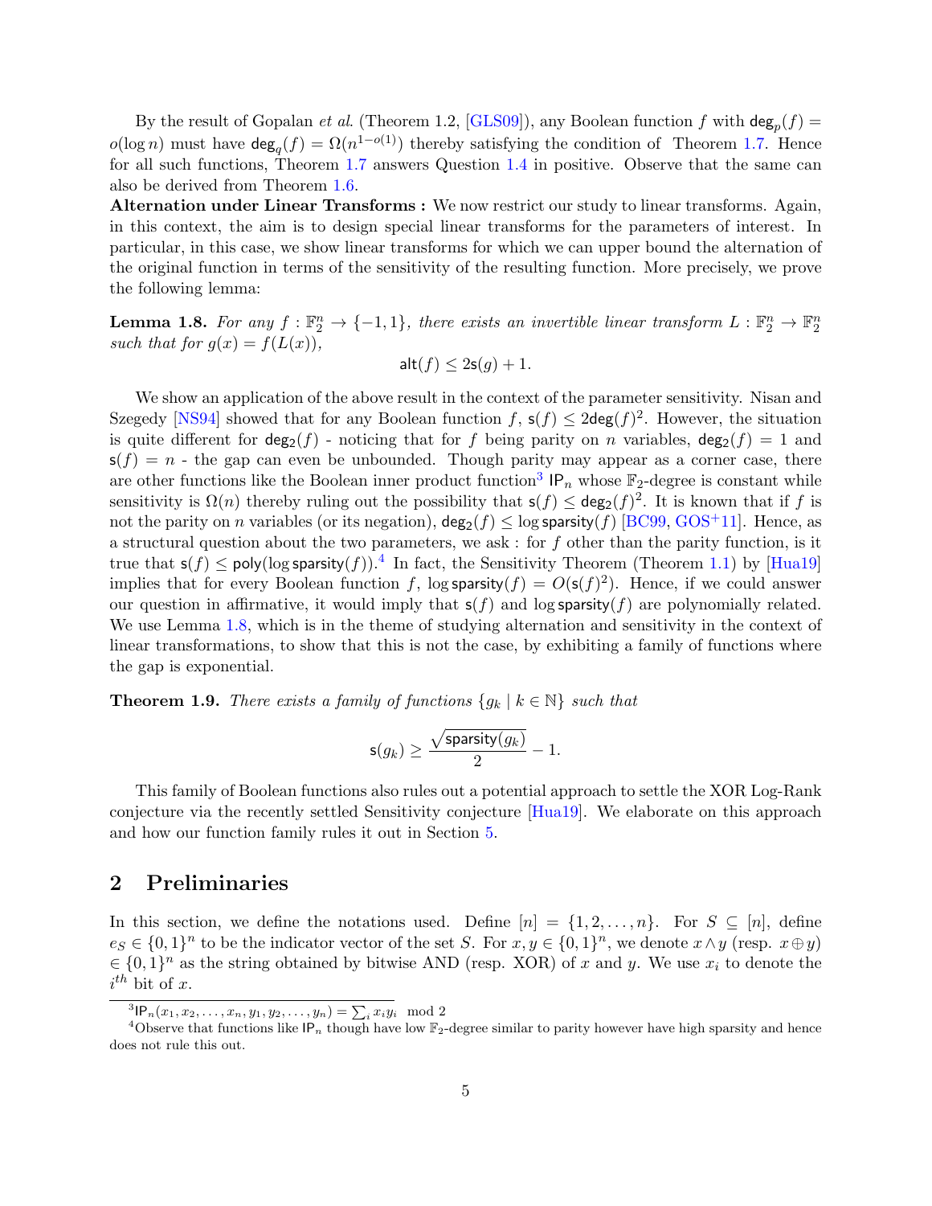By the result of Gopalan *et al.* (Theorem 1.2, [GLS09]), any Boolean function $f$ with $\mathsf{deg}_p(f) = o(\log n)$ must have $\mathsf{deg}_q(f) = \Omega(n^{1-o(1)})$ thereby satisfying the condition of Theorem 1.7. Hence for all such functions, Theorem 1.7 answers Question 1.4 in positive. Observe that the same can also be derived from Theorem 1.6.

**Alternation under Linear Transforms :** We now restrict our study to linear transforms. Again, in this context, the aim is to design special linear transforms for the parameters of interest. In particular, in this case, we show linear transforms for which we can upper bound the alternation of the original function in terms of the sensitivity of the resulting function. More precisely, we prove the following lemma:

**Lemma 1.8.** *For any $f : \mathbb{F}_2^n \to \{-1, 1\}$, there exists an invertible linear transform $L : \mathbb{F}_2^n \to \mathbb{F}_2^n$ such that for $g(x) = f(L(x))$,*

$$\mathsf{alt}(f) \leq 2\mathsf{s}(g) + 1.$$

We show an application of the above result in the context of the parameter sensitivity. Nisan and Szegedy [NS94] showed that for any Boolean function $f$, $\mathsf{s}(f) \leq 2\mathsf{deg}(f)^2$. However, the situation is quite different for $\mathsf{deg}_2(f)$ - noticing that for $f$ being parity on $n$ variables, $\mathsf{deg}_2(f) = 1$ and $\mathsf{s}(f) = n$ - the gap can even be unbounded. Though parity may appear as a corner case, there are other functions like the Boolean inner product function[3] $\mathsf{IP}_n$ whose $\mathbb{F}_2$-degree is constant while sensitivity is $\Omega(n)$ thereby ruling out the possibility that $\mathsf{s}(f) \leq \mathsf{deg}_2(f)^2$. It is known that if $f$ is not the parity on $n$ variables (or its negation), $\mathsf{deg}_2(f) \leq \log \mathsf{sparsity}(f)$ [BC99, GOS+11]. Hence, as a structural question about the two parameters, we ask : for $f$ other than the parity function, is it true that $\mathsf{s}(f) \leq \mathsf{poly}(\log \mathsf{sparsity}(f))$.[4] In fact, the Sensitivity Theorem (Theorem 1.1) by [Hua19] implies that for every Boolean function $f$, $\log \mathsf{sparsity}(f) = O(\mathsf{s}(f)^2)$. Hence, if we could answer our question in affirmative, it would imply that $\mathsf{s}(f)$ and $\log \mathsf{sparsity}(f)$ are polynomially related. We use Lemma 1.8, which is in the theme of studying alternation and sensitivity in the context of linear transformations, to show that this is not the case, by exhibiting a family of functions where the gap is exponential.

**Theorem 1.9.** *There exists a family of functions $\{g_k \mid k \in \mathbb{N}\}$ such that*

$$\mathsf{s}(g_k) \geq \frac{\sqrt{\mathsf{sparsity}(g_k)}}{2} - 1.$$

This family of Boolean functions also rules out a potential approach to settle the XOR Log-Rank conjecture via the recently settled Sensitivity conjecture [Hua19]. We elaborate on this approach and how our function family rules it out in Section 5.

## 2 Preliminaries

In this section, we define the notations used. Define $[n] = \{1, 2, \ldots, n\}$. For $S \subseteq [n]$, define $e_S \in \{0,1\}^n$ to be the indicator vector of the set $S$. For $x, y \in \{0,1\}^n$, we denote $x \wedge y$ (resp. $x \oplus y$) $\in \{0,1\}^n$ as the string obtained by bitwise AND (resp. XOR) of $x$ and $y$. We use $x_i$ to denote the $i^{th}$ bit of $x$.

---

[3] $\mathsf{IP}_n(x_1, x_2, \ldots, x_n, y_1, y_2, \ldots, y_n) = \sum_i x_i y_i \mod 2$

[4] Observe that functions like $\mathsf{IP}_n$ though have low $\mathbb{F}_2$-degree similar to parity however have high sparsity and hence does not rule this out.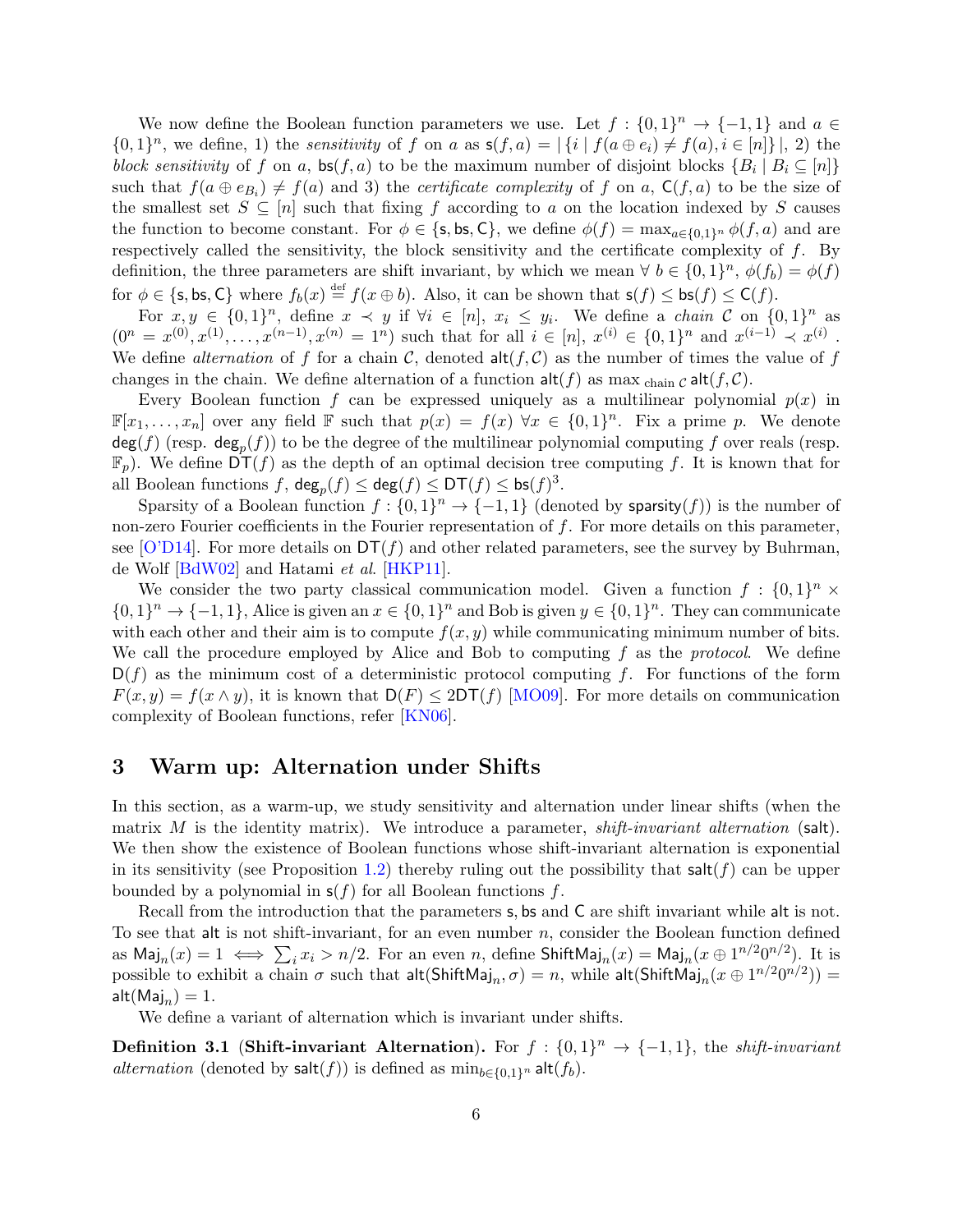We now define the Boolean function parameters we use. Let $f : \{0,1\}^n \to \{-1,1\}$ and $a \in \{0,1\}^n$, we define, 1) the *sensitivity* of $f$ on $a$ as $\mathsf{s}(f,a) = |\{i \mid f(a \oplus e_i) \neq f(a), i \in [n]\}|$, 2) the *block sensitivity* of $f$ on $a$, $\mathsf{bs}(f,a)$ to be the maximum number of disjoint blocks $\{B_i \mid B_i \subseteq [n]\}$ such that $f(a \oplus e_{B_i}) \neq f(a)$ and 3) the *certificate complexity* of $f$ on $a$, $\mathsf{C}(f,a)$ to be the size of the smallest set $S \subseteq [n]$ such that fixing $f$ according to $a$ on the location indexed by $S$ causes the function to become constant. For $\phi \in \{\mathsf{s}, \mathsf{bs}, \mathsf{C}\}$, we define $\phi(f) = \max_{a \in \{0,1\}^n} \phi(f,a)$ and are respectively called the sensitivity, the block sensitivity and the certificate complexity of $f$. By definition, the three parameters are shift invariant, by which we mean $\forall\, b \in \{0,1\}^n$, $\phi(f_b) = \phi(f)$ for $\phi \in \{\mathsf{s}, \mathsf{bs}, \mathsf{C}\}$ where $f_b(x) \stackrel{\text{def}}{=} f(x \oplus b)$. Also, it can be shown that $\mathsf{s}(f) \leq \mathsf{bs}(f) \leq \mathsf{C}(f)$.

For $x, y \in \{0,1\}^n$, define $x \prec y$ if $\forall i \in [n]$, $x_i \leq y_i$. We define a *chain* $\mathcal{C}$ on $\{0,1\}^n$ as $(0^n = x^{(0)}, x^{(1)}, \ldots, x^{(n-1)}, x^{(n)} = 1^n)$ such that for all $i \in [n]$, $x^{(i)} \in \{0,1\}^n$ and $x^{(i-1)} \prec x^{(i)}$. We define *alternation* of $f$ for a chain $\mathcal{C}$, denoted $\mathsf{alt}(f, \mathcal{C})$ as the number of times the value of $f$ changes in the chain. We define alternation of a function $\mathsf{alt}(f)$ as $\max_{\text{chain } \mathcal{C}} \mathsf{alt}(f, \mathcal{C})$.

Every Boolean function $f$ can be expressed uniquely as a multilinear polynomial $p(x)$ in $\mathbb{F}[x_1, \ldots, x_n]$ over any field $\mathbb{F}$ such that $p(x) = f(x)$ $\forall x \in \{0,1\}^n$. Fix a prime $p$. We denote $\mathsf{deg}(f)$ (resp. $\mathsf{deg}_p(f)$) to be the degree of the multilinear polynomial computing $f$ over reals (resp. $\mathbb{F}_p$). We define $\mathsf{DT}(f)$ as the depth of an optimal decision tree computing $f$. It is known that for all Boolean functions $f$, $\mathsf{deg}_p(f) \leq \mathsf{deg}(f) \leq \mathsf{DT}(f) \leq \mathsf{bs}(f)^3$.

Sparsity of a Boolean function $f : \{0,1\}^n \to \{-1,1\}$ (denoted by $\mathsf{sparsity}(f)$) is the number of non-zero Fourier coefficients in the Fourier representation of $f$. For more details on this parameter, see [O'D14]. For more details on $\mathsf{DT}(f)$ and other related parameters, see the survey by Buhrman, de Wolf [BdW02] and Hatami *et al.* [HKP11].

We consider the two party classical communication model. Given a function $f : \{0,1\}^n \times \{0,1\}^n \to \{-1,1\}$, Alice is given an $x \in \{0,1\}^n$ and Bob is given $y \in \{0,1\}^n$. They can communicate with each other and their aim is to compute $f(x,y)$ while communicating minimum number of bits. We call the procedure employed by Alice and Bob to computing $f$ as the *protocol*. We define $\mathsf{D}(f)$ as the minimum cost of a deterministic protocol computing $f$. For functions of the form $F(x,y) = f(x \wedge y)$, it is known that $\mathsf{D}(F) \leq 2\mathsf{DT}(f)$ [MO09]. For more details on communication complexity of Boolean functions, refer [KN06].

## 3 Warm up: Alternation under Shifts

In this section, as a warm-up, we study sensitivity and alternation under linear shifts (when the matrix $M$ is the identity matrix). We introduce a parameter, *shift-invariant alternation* ($\mathsf{salt}$). We then show the existence of Boolean functions whose shift-invariant alternation is exponential in its sensitivity (see Proposition 1.2) thereby ruling out the possibility that $\mathsf{salt}(f)$ can be upper bounded by a polynomial in $\mathsf{s}(f)$ for all Boolean functions $f$.

Recall from the introduction that the parameters $\mathsf{s}, \mathsf{bs}$ and $\mathsf{C}$ are shift invariant while $\mathsf{alt}$ is not. To see that $\mathsf{alt}$ is not shift-invariant, for an even number $n$, consider the Boolean function defined as $\mathsf{Maj}_n(x) = 1 \iff \sum_i x_i > n/2$. For an even $n$, define $\mathsf{ShiftMaj}_n(x) = \mathsf{Maj}_n(x \oplus 1^{n/2}0^{n/2})$. It is possible to exhibit a chain $\sigma$ such that $\mathsf{alt}(\mathsf{ShiftMaj}_n, \sigma) = n$, while $\mathsf{alt}(\mathsf{ShiftMaj}_n(x \oplus 1^{n/2}0^{n/2})) = \mathsf{alt}(\mathsf{Maj}_n) = 1$.

We define a variant of alternation which is invariant under shifts.

**Definition 3.1** (**Shift-invariant Alternation**)**.** For $f : \{0,1\}^n \to \{-1,1\}$, the *shift-invariant alternation* (denoted by $\mathsf{salt}(f)$) is defined as $\min_{b \in \{0,1\}^n} \mathsf{alt}(f_b)$.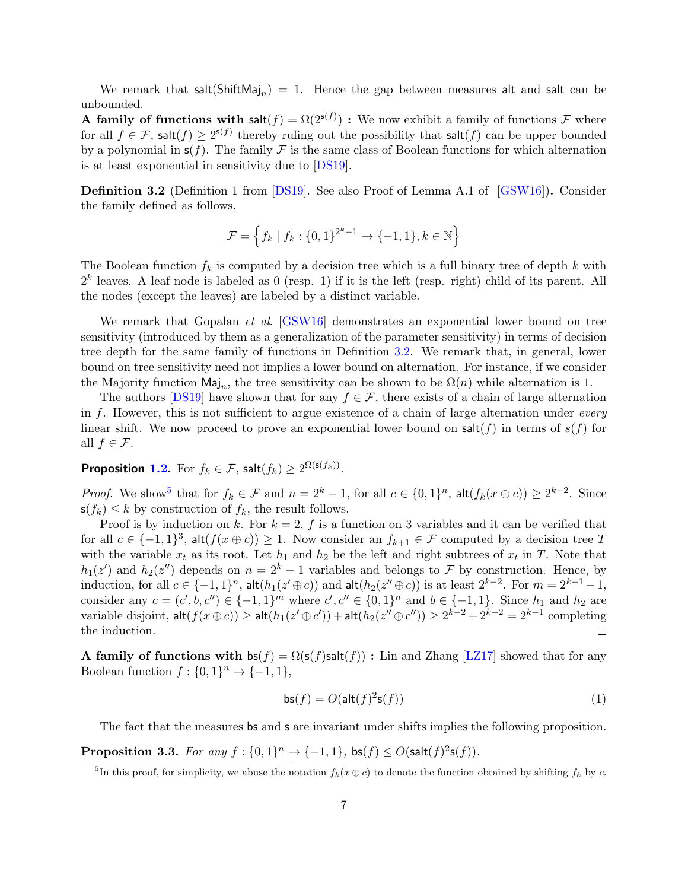We remark that $\mathsf{salt}(\mathsf{ShiftMaj}_n) = 1$. Hence the gap between measures $\mathsf{alt}$ and $\mathsf{salt}$ can be unbounded.

**A family of functions with $\mathsf{salt}(f) = \Omega(2^{\mathsf{s}(f)})$ :** We now exhibit a family of functions $\mathcal{F}$ where for all $f \in \mathcal{F}$, $\mathsf{salt}(f) \geq 2^{\mathsf{s}(f)}$ thereby ruling out the possibility that $\mathsf{salt}(f)$ can be upper bounded by a polynomial in $\mathsf{s}(f)$. The family $\mathcal{F}$ is the same class of Boolean functions for which alternation is at least exponential in sensitivity due to [DS19].

**Definition 3.2** (Definition 1 from [DS19]. See also Proof of Lemma A.1 of [GSW16])**.** Consider the family defined as follows.

$$\mathcal{F} = \left\{ f_k \mid f_k : \{0,1\}^{2^k-1} \to \{-1,1\}, k \in \mathbb{N} \right\}$$

The Boolean function $f_k$ is computed by a decision tree which is a full binary tree of depth $k$ with $2^k$ leaves. A leaf node is labeled as 0 (resp. 1) if it is the left (resp. right) child of its parent. All the nodes (except the leaves) are labeled by a distinct variable.

We remark that Gopalan *et al*. [GSW16] demonstrates an exponential lower bound on tree sensitivity (introduced by them as a generalization of the parameter sensitivity) in terms of decision tree depth for the same family of functions in Definition 3.2. We remark that, in general, lower bound on tree sensitivity need not implies a lower bound on alternation. For instance, if we consider the Majority function $\mathsf{Maj}_n$, the tree sensitivity can be shown to be $\Omega(n)$ while alternation is 1.

The authors [DS19] have shown that for any $f \in \mathcal{F}$, there exists of a chain of large alternation in $f$. However, this is not sufficient to argue existence of a chain of large alternation under *every* linear shift. We now proceed to prove an exponential lower bound on $\mathsf{salt}(f)$ in terms of $s(f)$ for all $f \in \mathcal{F}$.

**Proposition 1.2.** For $f_k \in \mathcal{F}$, $\mathsf{salt}(f_k) \geq 2^{\Omega(\mathsf{s}(f_k))}$.

*Proof.* We show[5] that for $f_k \in \mathcal{F}$ and $n = 2^k - 1$, for all $c \in \{0,1\}^n$, $\mathsf{alt}(f_k(x \oplus c)) \geq 2^{k-2}$. Since $\mathsf{s}(f_k) \leq k$ by construction of $f_k$, the result follows.

Proof is by induction on $k$. For $k = 2$, $f$ is a function on 3 variables and it can be verified that for all $c \in \{-1,1\}^3$, $\mathsf{alt}(f(x \oplus c)) \geq 1$. Now consider an $f_{k+1} \in \mathcal{F}$ computed by a decision tree $T$ with the variable $x_t$ as its root. Let $h_1$ and $h_2$ be the left and right subtrees of $x_t$ in $T$. Note that $h_1(z')$ and $h_2(z'')$ depends on $n = 2^k - 1$ variables and belongs to $\mathcal{F}$ by construction. Hence, by induction, for all $c \in \{-1,1\}^n$, $\mathsf{alt}(h_1(z' \oplus c))$ and $\mathsf{alt}(h_2(z'' \oplus c))$ is at least $2^{k-2}$. For $m = 2^{k+1} - 1$, consider any $c = (c', b, c'') \in \{-1,1\}^m$ where $c', c'' \in \{0,1\}^n$ and $b \in \{-1,1\}$. Since $h_1$ and $h_2$ are variable disjoint, $\mathsf{alt}(f(x \oplus c)) \geq \mathsf{alt}(h_1(z' \oplus c')) + \mathsf{alt}(h_2(z'' \oplus c'')) \geq 2^{k-2} + 2^{k-2} = 2^{k-1}$ completing the induction. $\square$

**A family of functions with $\mathsf{bs}(f) = \Omega(\mathsf{s}(f)\mathsf{salt}(f))$ :** Lin and Zhang [LZ17] showed that for any Boolean function $f : \{0,1\}^n \to \{-1,1\}$,

$$\mathsf{bs}(f) = O(\mathsf{alt}(f)^2 \mathsf{s}(f)) \tag{1}$$

The fact that the measures $\mathsf{bs}$ and $\mathsf{s}$ are invariant under shifts implies the following proposition.

**Proposition 3.3.** *For any $f : \{0,1\}^n \to \{-1,1\}$, $\mathsf{bs}(f) \leq O(\mathsf{salt}(f)^2 \mathsf{s}(f))$.*

[5] In this proof, for simplicity, we abuse the notation $f_k(x \oplus c)$ to denote the function obtained by shifting $f_k$ by $c$.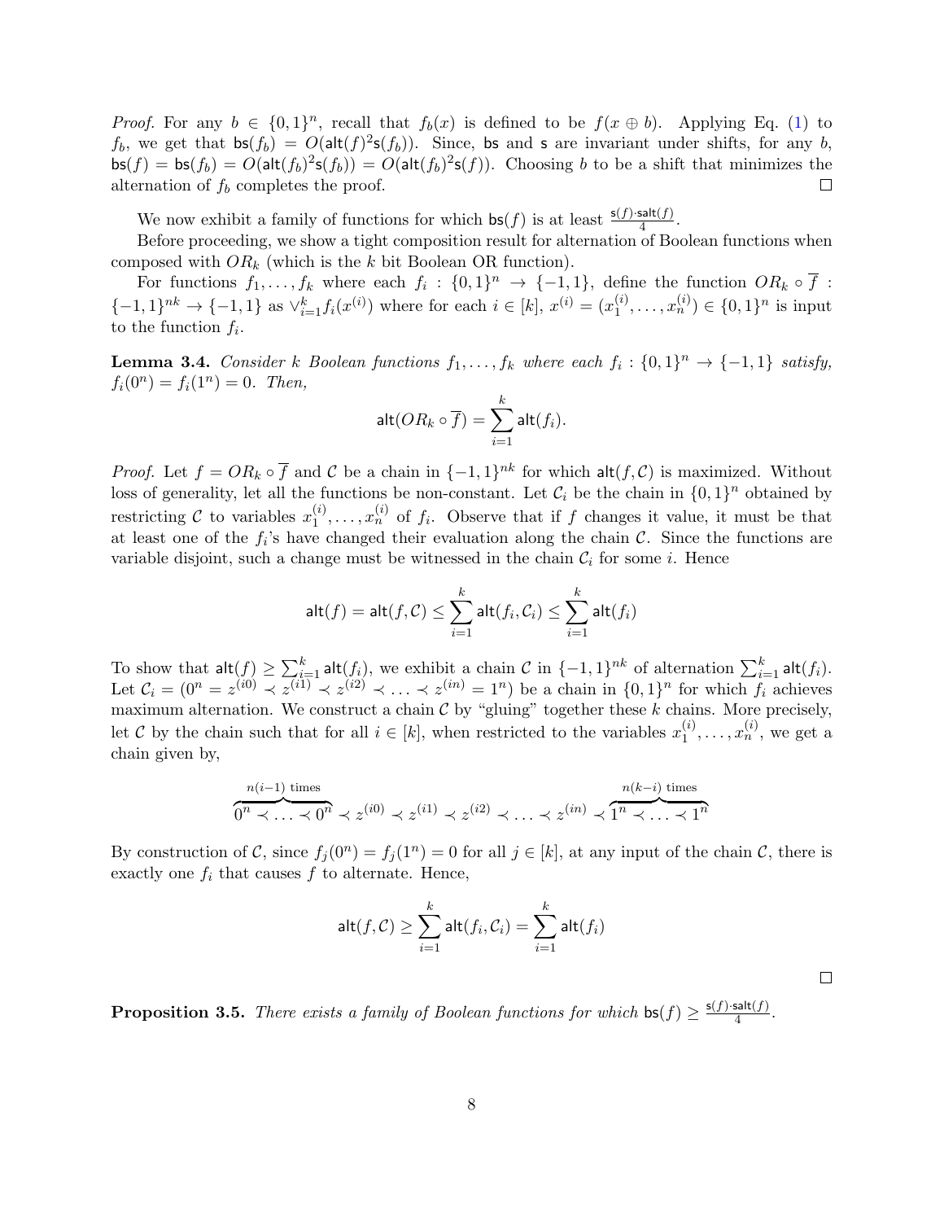*Proof.* For any $b \in \{0,1\}^n$, recall that $f_b(x)$ is defined to be $f(x \oplus b)$. Applying Eq. (1) to $f_b$, we get that $\mathsf{bs}(f_b) = O(\mathsf{alt}(f)^2 \mathsf{s}(f_b))$. Since, $\mathsf{bs}$ and $\mathsf{s}$ are invariant under shifts, for any $b$, $\mathsf{bs}(f) = \mathsf{bs}(f_b) = O(\mathsf{alt}(f_b)^2 \mathsf{s}(f_b)) = O(\mathsf{alt}(f_b)^2 \mathsf{s}(f))$. Choosing $b$ to be a shift that minimizes the alternation of $f_b$ completes the proof. $\square$

We now exhibit a family of functions for which $\mathsf{bs}(f)$ is at least $\frac{\mathsf{s}(f) \cdot \mathsf{salt}(f)}{4}$.

Before proceeding, we show a tight composition result for alternation of Boolean functions when composed with $OR_k$ (which is the $k$ bit Boolean OR function).

For functions $f_1, \ldots, f_k$ where each $f_i : \{0,1\}^n \to \{-1,1\}$, define the function $OR_k \circ \overline{f} : \{-1,1\}^{nk} \to \{-1,1\}$ as $\vee_{i=1}^k f_i(x^{(i)})$ where for each $i \in [k]$, $x^{(i)} = (x_1^{(i)}, \ldots, x_n^{(i)}) \in \{0,1\}^n$ is input to the function $f_i$.

**Lemma 3.4.** *Consider $k$ Boolean functions $f_1, \ldots, f_k$ where each $f_i : \{0,1\}^n \to \{-1,1\}$ satisfy, $f_i(0^n) = f_i(1^n) = 0$. Then,*

$$\mathsf{alt}(OR_k \circ \overline{f}) = \sum_{i=1}^{k} \mathsf{alt}(f_i).$$

*Proof.* Let $f = OR_k \circ \overline{f}$ and $\mathcal{C}$ be a chain in $\{-1,1\}^{nk}$ for which $\mathsf{alt}(f, \mathcal{C})$ is maximized. Without loss of generality, let all the functions be non-constant. Let $\mathcal{C}_i$ be the chain in $\{0,1\}^n$ obtained by restricting $\mathcal{C}$ to variables $x_1^{(i)}, \ldots, x_n^{(i)}$ of $f_i$. Observe that if $f$ changes it value, it must be that at least one of the $f_i$'s have changed their evaluation along the chain $\mathcal{C}$. Since the functions are variable disjoint, such a change must be witnessed in the chain $\mathcal{C}_i$ for some $i$. Hence

$$\mathsf{alt}(f) = \mathsf{alt}(f, \mathcal{C}) \leq \sum_{i=1}^{k} \mathsf{alt}(f_i, \mathcal{C}_i) \leq \sum_{i=1}^{k} \mathsf{alt}(f_i)$$

To show that $\mathsf{alt}(f) \geq \sum_{i=1}^{k} \mathsf{alt}(f_i)$, we exhibit a chain $\mathcal{C}$ in $\{-1,1\}^{nk}$ of alternation $\sum_{i=1}^{k} \mathsf{alt}(f_i)$. Let $\mathcal{C}_i = (0^n = z^{(i0)} \prec z^{(i1)} \prec z^{(i2)} \prec \ldots \prec z^{(in)} = 1^n)$ be a chain in $\{0,1\}^n$ for which $f_i$ achieves maximum alternation. We construct a chain $\mathcal{C}$ by "gluing" together these $k$ chains. More precisely, let $\mathcal{C}$ by the chain such that for all $i \in [k]$, when restricted to the variables $x_1^{(i)}, \ldots, x_n^{(i)}$, we get a chain given by,

$$\overbrace{0^n \prec \ldots \prec 0^n}^{n(i-1) \text{ times}} \prec z^{(i0)} \prec z^{(i1)} \prec z^{(i2)} \prec \ldots \prec z^{(in)} \prec \overbrace{1^n \prec \ldots \prec 1^n}^{n(k-i) \text{ times}}$$

By construction of $\mathcal{C}$, since $f_j(0^n) = f_j(1^n) = 0$ for all $j \in [k]$, at any input of the chain $\mathcal{C}$, there is exactly one $f_i$ that causes $f$ to alternate. Hence,

$$\mathsf{alt}(f, \mathcal{C}) \geq \sum_{i=1}^{k} \mathsf{alt}(f_i, \mathcal{C}_i) = \sum_{i=1}^{k} \mathsf{alt}(f_i)$$

$\square$

**Proposition 3.5.** *There exists a family of Boolean functions for which $\mathsf{bs}(f) \geq \frac{\mathsf{s}(f) \cdot \mathsf{salt}(f)}{4}$.*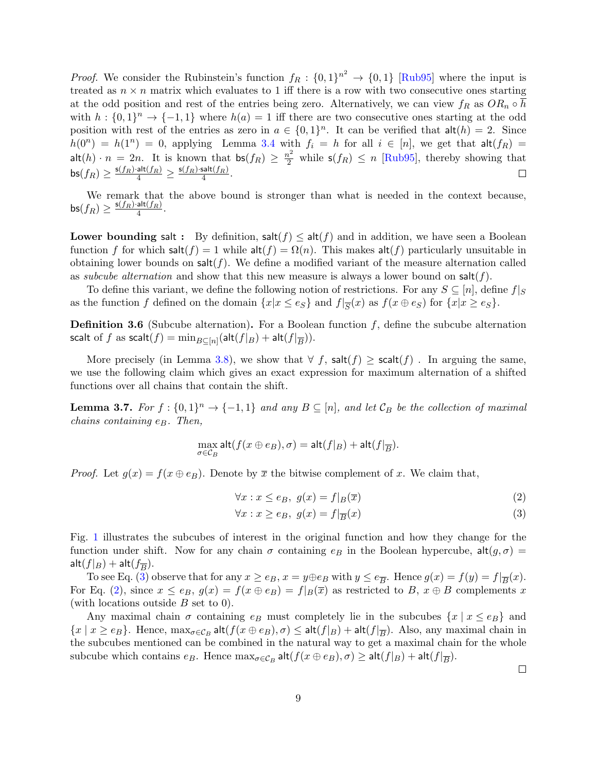*Proof.* We consider the Rubinstein's function $f_R : \{0,1\}^{n^2} \to \{0,1\}$ [Rub95] where the input is treated as $n \times n$ matrix which evaluates to 1 iff there is a row with two consecutive ones starting at the odd position and rest of the entries being zero. Alternatively, we can view $f_R$ as $OR_n \circ \overline{h}$ with $h : \{0,1\}^n \to \{-1,1\}$ where $h(a) = 1$ iff there are two consecutive ones starting at the odd position with rest of the entries as zero in $a \in \{0,1\}^n$. It can be verified that $\mathsf{alt}(h) = 2$. Since $h(0^n) = h(1^n) = 0$, applying Lemma 3.4 with $f_i = h$ for all $i \in [n]$, we get that $\mathsf{alt}(f_R) = \mathsf{alt}(h) \cdot n = 2n$. It is known that $\mathsf{bs}(f_R) \geq \frac{n^2}{2}$ while $\mathsf{s}(f_R) \leq n$ [Rub95], thereby showing that $\mathsf{bs}(f_R) \geq \frac{\mathsf{s}(f_R)\cdot \mathsf{alt}(f_R)}{4} \geq \frac{\mathsf{s}(f_R)\cdot \mathsf{salt}(f_R)}{4}$. ◻

We remark that the above bound is stronger than what is needed in the context because, $\mathsf{bs}(f_R) \geq \frac{\mathsf{s}(f_R)\cdot \mathsf{alt}(f_R)}{4}$.

**Lower bounding $\mathsf{salt}$ :** By definition, $\mathsf{salt}(f) \leq \mathsf{alt}(f)$ and in addition, we have seen a Boolean function $f$ for which $\mathsf{salt}(f) = 1$ while $\mathsf{alt}(f) = \Omega(n)$. This makes $\mathsf{alt}(f)$ particularly unsuitable in obtaining lower bounds on $\mathsf{salt}(f)$. We define a modified variant of the measure alternation called as *subcube alternation* and show that this new measure is always a lower bound on $\mathsf{salt}(f)$.

To define this variant, we define the following notion of restrictions. For any $S \subseteq [n]$, define $f|_S$ as the function $f$ defined on the domain $\{x | x \leq e_S\}$ and $f|_{\overline{S}}(x)$ as $f(x \oplus e_S)$ for $\{x | x \geq e_S\}$.

**Definition 3.6** (Subcube alternation)**.** For a Boolean function $f$, define the subcube alternation $\mathsf{scalt}$ of $f$ as $\mathsf{scalt}(f) = \min_{B \subseteq [n]}(\mathsf{alt}(f|_B) + \mathsf{alt}(f|_{\overline{B}}))$.

More precisely (in Lemma 3.8), we show that $\forall\ f,\ \mathsf{salt}(f) \geq \mathsf{scalt}(f)$ . In arguing the same, we use the following claim which gives an exact expression for maximum alternation of a shifted functions over all chains that contain the shift.

**Lemma 3.7.** *For $f : \{0,1\}^n \to \{-1,1\}$ and any $B \subseteq [n]$, and let $\mathcal{C}_B$ be the collection of maximal chains containing $e_B$. Then,*

$$\max_{\sigma \in \mathcal{C}_B} \mathsf{alt}(f(x \oplus e_B), \sigma) = \mathsf{alt}(f|_B) + \mathsf{alt}(f|_{\overline{B}}).$$

*Proof.* Let $g(x) = f(x \oplus e_B)$. Denote by $\overline{x}$ the bitwise complement of $x$. We claim that,

$$\forall x : x \leq e_B,\ g(x) = f|_B(\overline{x}) \tag{2}$$

$$\forall x : x \geq e_B,\ g(x) = f|_{\overline{B}}(x) \tag{3}$$

Fig. 1 illustrates the subcubes of interest in the original function and how they change for the function under shift. Now for any chain $\sigma$ containing $e_B$ in the Boolean hypercube, $\mathsf{alt}(g, \sigma) = \mathsf{alt}(f|_B) + \mathsf{alt}(f_{\overline{B}})$.

To see Eq. (3) observe that for any $x \geq e_B$, $x = y \oplus e_B$ with $y \leq e_{\overline{B}}$. Hence $g(x) = f(y) = f|_{\overline{B}}(x)$. For Eq. (2), since $x \leq e_B$, $g(x) = f(x \oplus e_B) = f|_B(\overline{x})$ as restricted to $B$, $x \oplus B$ complements $x$ (with locations outside $B$ set to 0).

Any maximal chain $\sigma$ containing $e_B$ must completely lie in the subcubes $\{x \mid x \leq e_B\}$ and $\{x \mid x \geq e_B\}$. Hence, $\max_{\sigma \in \mathcal{C}_B} \mathsf{alt}(f(x \oplus e_B), \sigma) \leq \mathsf{alt}(f|_B) + \mathsf{alt}(f|_{\overline{B}})$. Also, any maximal chain in the subcubes mentioned can be combined in the natural way to get a maximal chain for the whole subcube which contains $e_B$. Hence $\max_{\sigma \in \mathcal{C}_B} \mathsf{alt}(f(x \oplus e_B), \sigma) \geq \mathsf{alt}(f|_B) + \mathsf{alt}(f|_{\overline{B}})$.

◻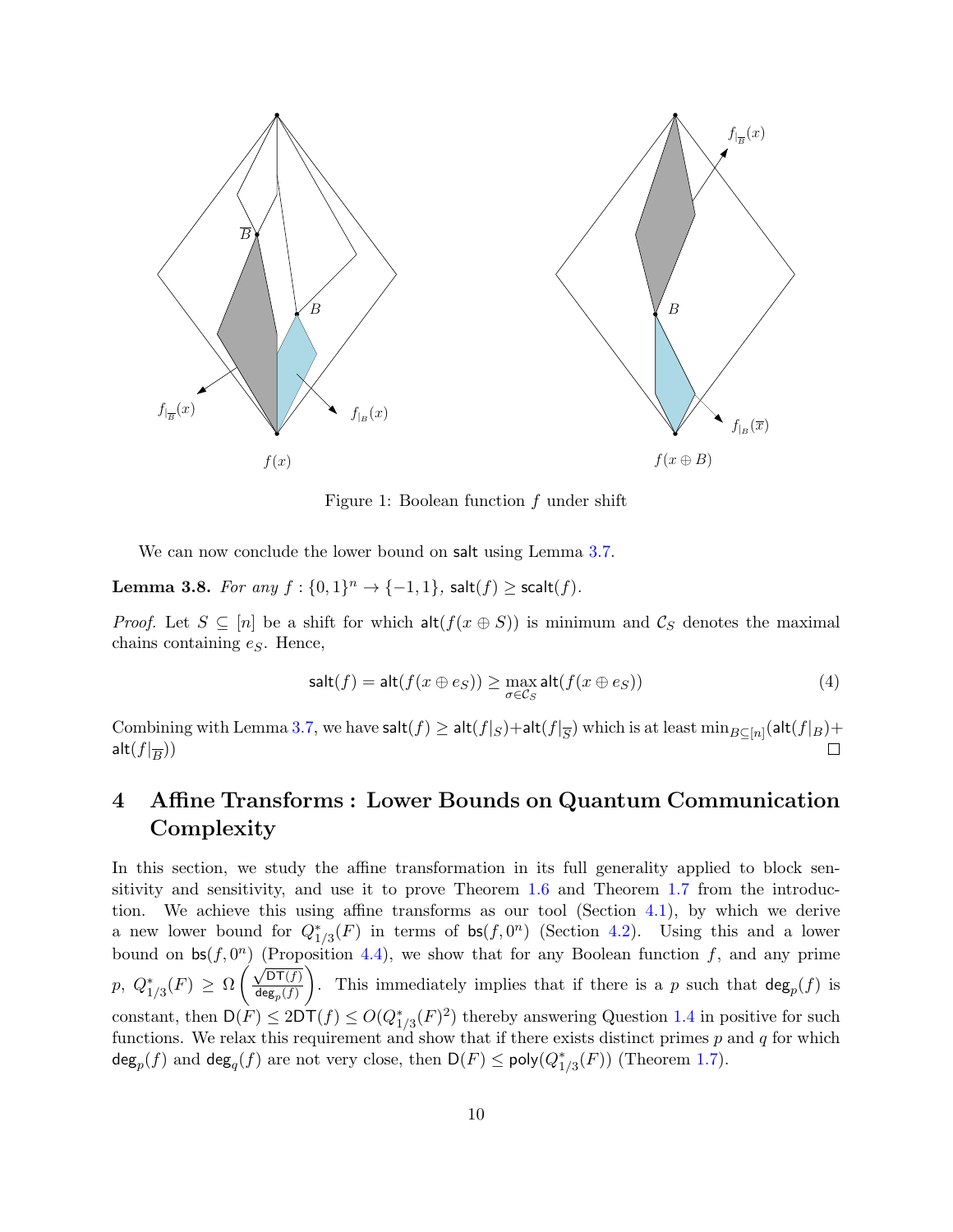Figure 1: Boolean function $f$ under shift

We can now conclude the lower bound on $\mathsf{salt}$ using Lemma 3.7.

**Lemma 3.8.** *For any $f : \{0,1\}^n \to \{-1,1\}$, $\mathsf{salt}(f) \geq \mathsf{scalt}(f)$.*

*Proof.* Let $S \subseteq [n]$ be a shift for which $\mathsf{alt}(f(x \oplus S))$ is minimum and $\mathcal{C}_S$ denotes the maximal chains containing $e_S$. Hence,

$$\mathsf{salt}(f) = \mathsf{alt}(f(x \oplus e_S)) \geq \max_{\sigma \in \mathcal{C}_S} \mathsf{alt}(f(x \oplus e_S)) \tag{4}$$

Combining with Lemma 3.7, we have $\mathsf{salt}(f) \geq \mathsf{alt}(f|_S) + \mathsf{alt}(f|_{\overline{S}})$ which is at least $\min_{B \subseteq [n]}(\mathsf{alt}(f|_B) + \mathsf{alt}(f|_{\overline{B}}))$ ∎

# 4 Affine Transforms : Lower Bounds on Quantum Communication Complexity

In this section, we study the affine transformation in its full generality applied to block sensitivity and sensitivity, and use it to prove Theorem 1.6 and Theorem 1.7 from the introduction. We achieve this using affine transforms as our tool (Section 4.1), by which we derive a new lower bound for $Q^*_{1/3}(F)$ in terms of $\mathsf{bs}(f, 0^n)$ (Section 4.2). Using this and a lower bound on $\mathsf{bs}(f, 0^n)$ (Proposition 4.4), we show that for any Boolean function $f$, and any prime $p$, $Q^*_{1/3}(F) \geq \Omega\left(\frac{\sqrt{\mathsf{DT}(f)}}{\mathsf{deg}_p(f)}\right)$. This immediately implies that if there is a $p$ such that $\mathsf{deg}_p(f)$ is constant, then $\mathsf{D}(F) \leq 2\mathsf{DT}(f) \leq O(Q^*_{1/3}(F)^2)$ thereby answering Question 1.4 in positive for such functions. We relax this requirement and show that if there exists distinct primes $p$ and $q$ for which $\mathsf{deg}_p(f)$ and $\mathsf{deg}_q(f)$ are not very close, then $\mathsf{D}(F) \leq \mathsf{poly}(Q^*_{1/3}(F))$ (Theorem 1.7).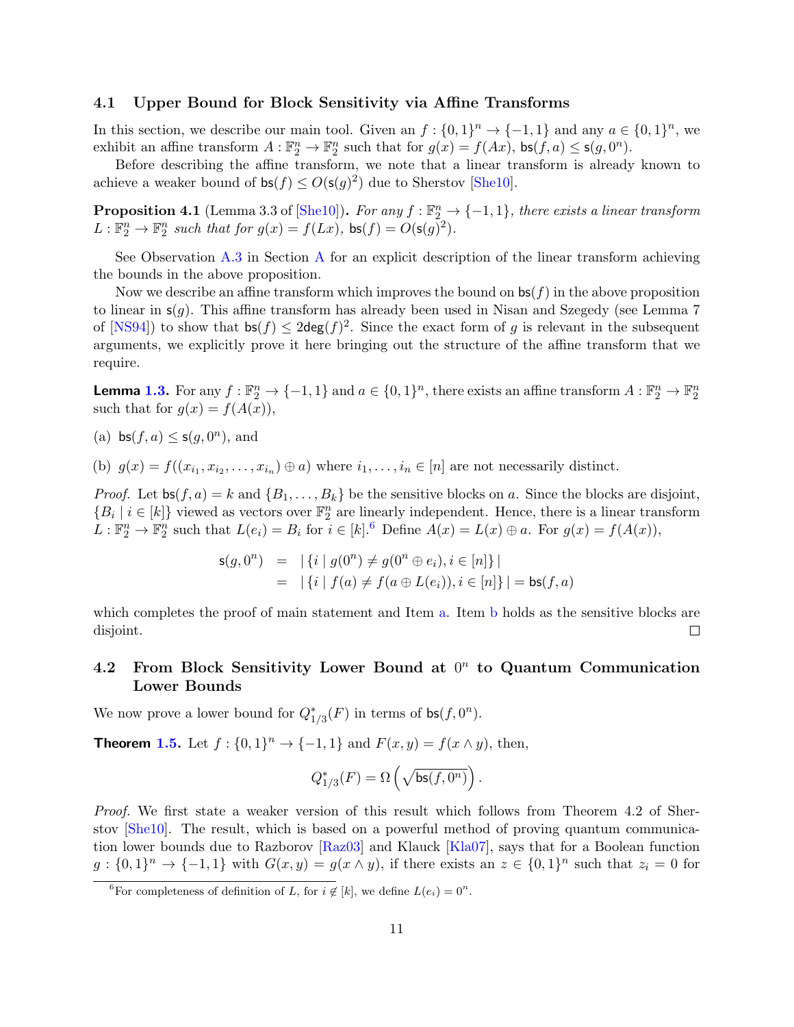### 4.1 Upper Bound for Block Sensitivity via Affine Transforms

In this section, we describe our main tool. Given an $f : \{0,1\}^n \to \{-1,1\}$ and any $a \in \{0,1\}^n$, we exhibit an affine transform $A : \mathbb{F}_2^n \to \mathbb{F}_2^n$ such that for $g(x) = f(Ax)$, $\mathsf{bs}(f, a) \leq \mathsf{s}(g, 0^n)$.

Before describing the affine transform, we note that a linear transform is already known to achieve a weaker bound of $\mathsf{bs}(f) \leq O(\mathsf{s}(g)^2)$ due to Sherstov [She10].

**Proposition 4.1** (Lemma 3.3 of [She10])**.** *For any $f : \mathbb{F}_2^n \to \{-1,1\}$, there exists a linear transform $L : \mathbb{F}_2^n \to \mathbb{F}_2^n$ such that for $g(x) = f(Lx)$, $\mathsf{bs}(f) = O(\mathsf{s}(g)^2)$.*

See Observation A.3 in Section A for an explicit description of the linear transform achieving the bounds in the above proposition.

Now we describe an affine transform which improves the bound on $\mathsf{bs}(f)$ in the above proposition to linear in $\mathsf{s}(g)$. This affine transform has already been used in Nisan and Szegedy (see Lemma 7 of [NS94]) to show that $\mathsf{bs}(f) \leq 2\mathsf{deg}(f)^2$. Since the exact form of $g$ is relevant in the subsequent arguments, we explicitly prove it here bringing out the structure of the affine transform that we require.

**Lemma 1.3.** For any $f : \mathbb{F}_2^n \to \{-1,1\}$ and $a \in \{0,1\}^n$, there exists an affine transform $A : \mathbb{F}_2^n \to \mathbb{F}_2^n$ such that for $g(x) = f(A(x))$,

(a) $\mathsf{bs}(f, a) \leq \mathsf{s}(g, 0^n)$, and

(b) $g(x) = f((x_{i_1}, x_{i_2}, \ldots, x_{i_n}) \oplus a)$ where $i_1, \ldots, i_n \in [n]$ are not necessarily distinct.

*Proof.* Let $\mathsf{bs}(f, a) = k$ and $\{B_1, \ldots, B_k\}$ be the sensitive blocks on $a$. Since the blocks are disjoint, $\{B_i \mid i \in [k]\}$ viewed as vectors over $\mathbb{F}_2^n$ are linearly independent. Hence, there is a linear transform $L : \mathbb{F}_2^n \to \mathbb{F}_2^n$ such that $L(e_i) = B_i$ for $i \in [k]$.[6] Define $A(x) = L(x) \oplus a$. For $g(x) = f(A(x))$,

$$\begin{aligned} \mathsf{s}(g, 0^n) &= |\{i \mid g(0^n) \neq g(0^n \oplus e_i), i \in [n]\}| \\ &= |\{i \mid f(a) \neq f(a \oplus L(e_i)), i \in [n]\}| = \mathsf{bs}(f, a) \end{aligned}$$

which completes the proof of main statement and Item a. Item b holds as the sensitive blocks are disjoint. $\square$

### 4.2 From Block Sensitivity Lower Bound at $0^n$ to Quantum Communication Lower Bounds

We now prove a lower bound for $Q^*_{1/3}(F)$ in terms of $\mathsf{bs}(f, 0^n)$.

**Theorem 1.5.** Let $f : \{0,1\}^n \to \{-1,1\}$ and $F(x, y) = f(x \wedge y)$, then,

$$Q^*_{1/3}(F) = \Omega\left(\sqrt{\mathsf{bs}(f, 0^n)}\right).$$

*Proof.* We first state a weaker version of this result which follows from Theorem 4.2 of Sherstov [She10]. The result, which is based on a powerful method of proving quantum communication lower bounds due to Razborov [Raz03] and Klauck [Kla07], says that for a Boolean function $g : \{0,1\}^n \to \{-1,1\}$ with $G(x, y) = g(x \wedge y)$, if there exists an $z \in \{0,1\}^n$ such that $z_i = 0$ for

[6] For completeness of definition of $L$, for $i \notin [k]$, we define $L(e_i) = 0^n$.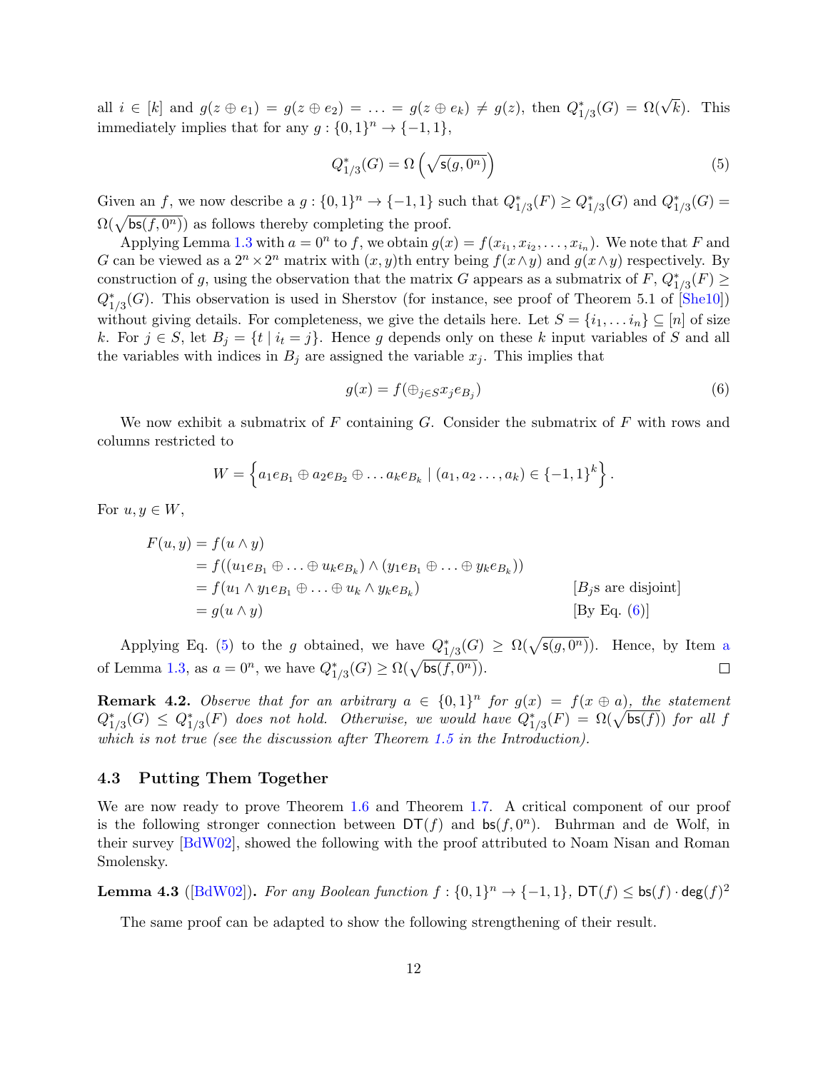all $i \in [k]$ and $g(z \oplus e_1) = g(z \oplus e_2) = \ldots = g(z \oplus e_k) \neq g(z)$, then $Q^*_{1/3}(G) = \Omega(\sqrt{k})$. This immediately implies that for any $g : \{0,1\}^n \to \{-1,1\}$,

$$Q^*_{1/3}(G) = \Omega\left(\sqrt{\mathsf{s}(g, 0^n)}\right) \tag{5}$$

Given an $f$, we now describe a $g : \{0,1\}^n \to \{-1,1\}$ such that $Q^*_{1/3}(F) \geq Q^*_{1/3}(G)$ and $Q^*_{1/3}(G) = \Omega(\sqrt{\mathsf{bs}(f, 0^n)})$ as follows thereby completing the proof.

Applying Lemma 1.3 with $a = 0^n$ to $f$, we obtain $g(x) = f(x_{i_1}, x_{i_2}, \ldots, x_{i_n})$. We note that $F$ and $G$ can be viewed as a $2^n \times 2^n$ matrix with $(x,y)$th entry being $f(x \wedge y)$ and $g(x \wedge y)$ respectively. By construction of $g$, using the observation that the matrix $G$ appears as a submatrix of $F$, $Q^*_{1/3}(F) \geq Q^*_{1/3}(G)$. This observation is used in Sherstov (for instance, see proof of Theorem 5.1 of [She10]) without giving details. For completeness, we give the details here. Let $S = \{i_1, \ldots i_n\} \subseteq [n]$ of size $k$. For $j \in S$, let $B_j = \{t \mid i_t = j\}$. Hence $g$ depends only on these $k$ input variables of $S$ and all the variables with indices in $B_j$ are assigned the variable $x_j$. This implies that

$$g(x) = f(\oplus_{j \in S} x_j e_{B_j}) \tag{6}$$

We now exhibit a submatrix of $F$ containing $G$. Consider the submatrix of $F$ with rows and columns restricted to

$$W = \left\{ a_1 e_{B_1} \oplus a_2 e_{B_2} \oplus \ldots a_k e_{B_k} \mid (a_1, a_2 \ldots, a_k) \in \{-1,1\}^k \right\}.$$

For $u, y \in W$,

$$\begin{aligned}
F(u,y) &= f(u \wedge y) \\
&= f((u_1 e_{B_1} \oplus \ldots \oplus u_k e_{B_k}) \wedge (y_1 e_{B_1} \oplus \ldots \oplus y_k e_{B_k})) \\
&= f(u_1 \wedge y_1 e_{B_1} \oplus \ldots \oplus u_k \wedge y_k e_{B_k}) && [B_j\text{s are disjoint}] \\
&= g(u \wedge y) && [\text{By Eq. (6)}]
\end{aligned}$$

Applying Eq. (5) to the $g$ obtained, we have $Q^*_{1/3}(G) \geq \Omega(\sqrt{\mathsf{s}(g, 0^n)})$. Hence, by Item a of Lemma 1.3, as $a = 0^n$, we have $Q^*_{1/3}(G) \geq \Omega(\sqrt{\mathsf{bs}(f, 0^n)})$. □

**Remark 4.2.** *Observe that for an arbitrary $a \in \{0,1\}^n$ for $g(x) = f(x \oplus a)$, the statement $Q^*_{1/3}(G) \leq Q^*_{1/3}(F)$ does not hold. Otherwise, we would have $Q^*_{1/3}(F) = \Omega(\sqrt{\mathsf{bs}(f)})$ for all $f$ which is not true (see the discussion after Theorem 1.5 in the Introduction).*

### 4.3 Putting Them Together

We are now ready to prove Theorem 1.6 and Theorem 1.7. A critical component of our proof is the following stronger connection between $\mathsf{DT}(f)$ and $\mathsf{bs}(f, 0^n)$. Buhrman and de Wolf, in their survey [BdW02], showed the following with the proof attributed to Noam Nisan and Roman Smolensky.

**Lemma 4.3** ([BdW02]). *For any Boolean function $f : \{0,1\}^n \to \{-1,1\}$, $\mathsf{DT}(f) \leq \mathsf{bs}(f) \cdot \mathsf{deg}(f)^2$*

The same proof can be adapted to show the following strengthening of their result.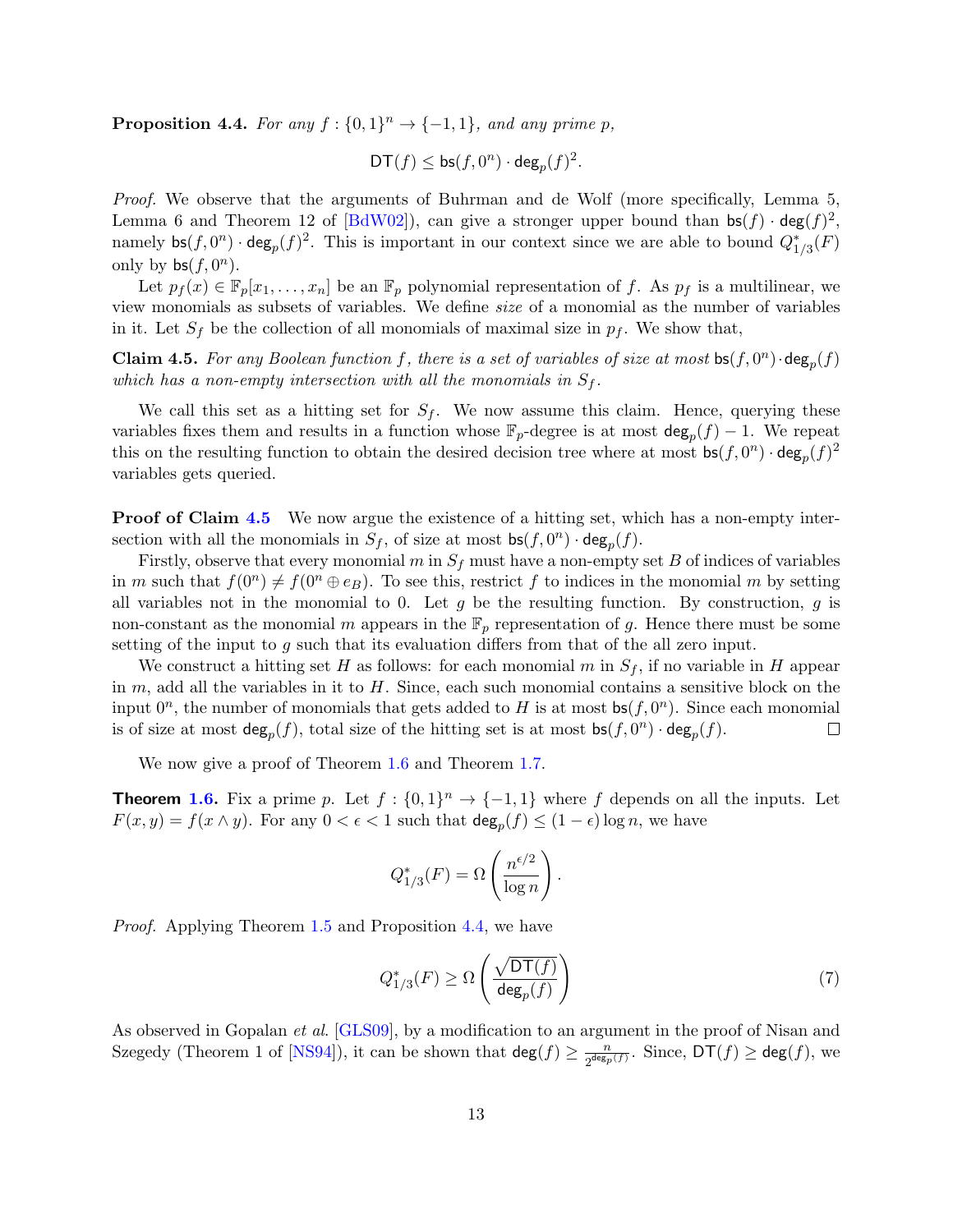**Proposition 4.4.** *For any $f : \{0,1\}^n \to \{-1,1\}$, and any prime $p$,*

$$\mathsf{DT}(f) \leq \mathsf{bs}(f, 0^n) \cdot \mathsf{deg}_p(f)^2.$$

*Proof.* We observe that the arguments of Buhrman and de Wolf (more specifically, Lemma 5, Lemma 6 and Theorem 12 of [BdW02]), can give a stronger upper bound than $\mathsf{bs}(f) \cdot \mathsf{deg}(f)^2$, namely $\mathsf{bs}(f, 0^n) \cdot \mathsf{deg}_p(f)^2$. This is important in our context since we are able to bound $Q^*_{1/3}(F)$ only by $\mathsf{bs}(f, 0^n)$.

Let $p_f(x) \in \mathbb{F}_p[x_1, \ldots, x_n]$ be an $\mathbb{F}_p$ polynomial representation of $f$. As $p_f$ is a multilinear, we view monomials as subsets of variables. We define *size* of a monomial as the number of variables in it. Let $S_f$ be the collection of all monomials of maximal size in $p_f$. We show that,

**Claim 4.5.** *For any Boolean function $f$, there is a set of variables of size at most $\mathsf{bs}(f, 0^n) \cdot \mathsf{deg}_p(f)$ which has a non-empty intersection with all the monomials in $S_f$.*

We call this set as a hitting set for $S_f$. We now assume this claim. Hence, querying these variables fixes them and results in a function whose $\mathbb{F}_p$-degree is at most $\mathsf{deg}_p(f) - 1$. We repeat this on the resulting function to obtain the desired decision tree where at most $\mathsf{bs}(f, 0^n) \cdot \mathsf{deg}_p(f)^2$ variables gets queried.

**Proof of Claim 4.5** We now argue the existence of a hitting set, which has a non-empty intersection with all the monomials in $S_f$, of size at most $\mathsf{bs}(f, 0^n) \cdot \mathsf{deg}_p(f)$.

Firstly, observe that every monomial $m$ in $S_f$ must have a non-empty set $B$ of indices of variables in $m$ such that $f(0^n) \neq f(0^n \oplus e_B)$. To see this, restrict $f$ to indices in the monomial $m$ by setting all variables not in the monomial to 0. Let $g$ be the resulting function. By construction, $g$ is non-constant as the monomial $m$ appears in the $\mathbb{F}_p$ representation of $g$. Hence there must be some setting of the input to $g$ such that its evaluation differs from that of the all zero input.

We construct a hitting set $H$ as follows: for each monomial $m$ in $S_f$, if no variable in $H$ appear in $m$, add all the variables in it to $H$. Since, each such monomial contains a sensitive block on the input $0^n$, the number of monomials that gets added to $H$ is at most $\mathsf{bs}(f, 0^n)$. Since each monomial is of size at most $\mathsf{deg}_p(f)$, total size of the hitting set is at most $\mathsf{bs}(f, 0^n) \cdot \mathsf{deg}_p(f)$. ∎

We now give a proof of Theorem 1.6 and Theorem 1.7.

**Theorem 1.6.** Fix a prime $p$. Let $f : \{0,1\}^n \to \{-1,1\}$ where $f$ depends on all the inputs. Let $F(x, y) = f(x \wedge y)$. For any $0 < \epsilon < 1$ such that $\mathsf{deg}_p(f) \leq (1 - \epsilon) \log n$, we have

$$Q^*_{1/3}(F) = \Omega\left(\frac{n^{\epsilon/2}}{\log n}\right).$$

*Proof.* Applying Theorem 1.5 and Proposition 4.4, we have

$$Q^*_{1/3}(F) \geq \Omega\left(\frac{\sqrt{\mathsf{DT}(f)}}{\mathsf{deg}_p(f)}\right) \tag{7}$$

As observed in Gopalan *et al.* [GLS09], by a modification to an argument in the proof of Nisan and Szegedy (Theorem 1 of [NS94]), it can be shown that $\mathsf{deg}(f) \geq \frac{n}{2^{\mathsf{deg}_p(f)}}$. Since, $\mathsf{DT}(f) \geq \mathsf{deg}(f)$, we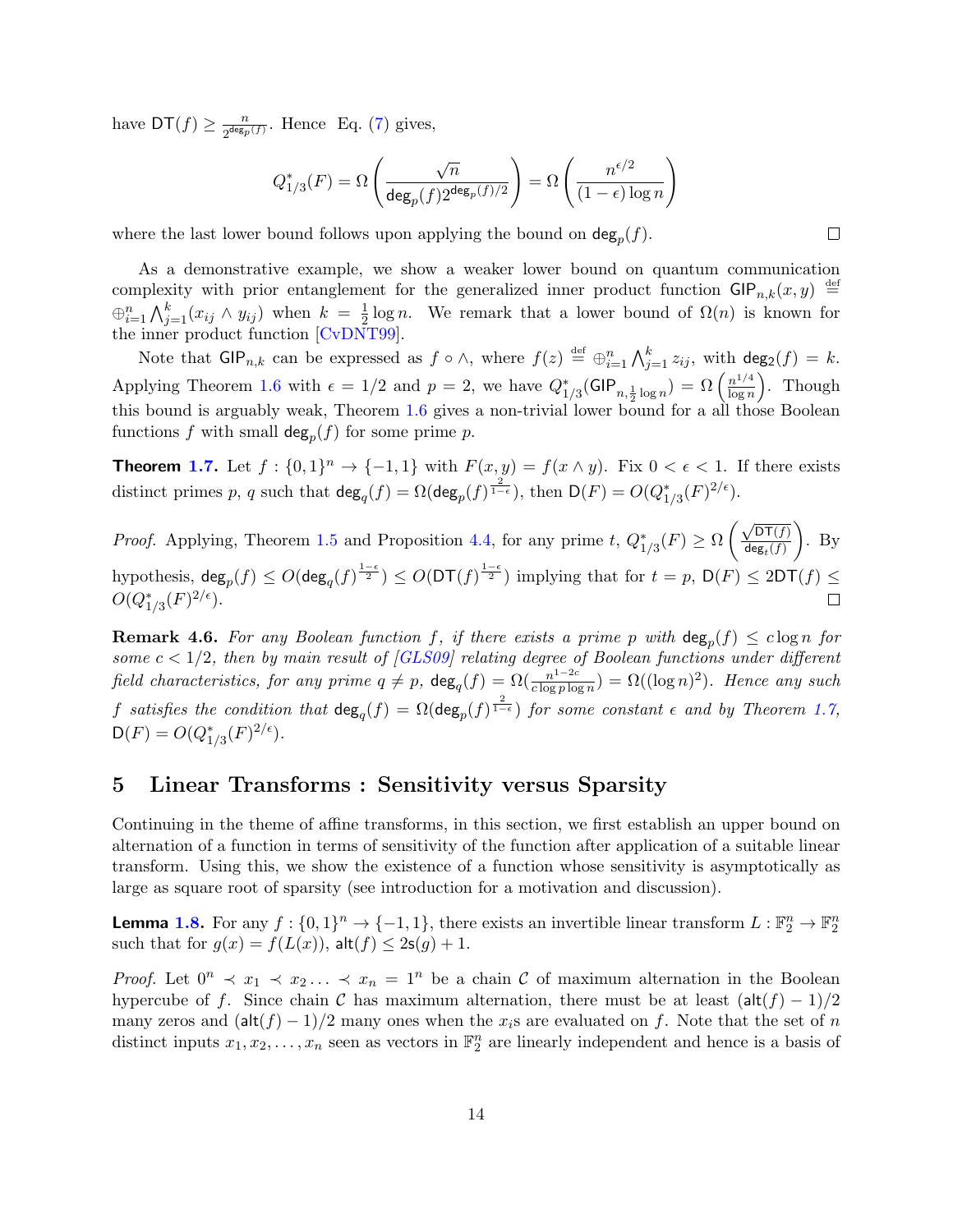have $\mathsf{DT}(f) \geq \frac{n}{2^{\deg_p(f)}}$. Hence Eq. (7) gives,

$$Q^*_{1/3}(F) = \Omega\left(\frac{\sqrt{n}}{\deg_p(f) 2^{\deg_p(f)/2}}\right) = \Omega\left(\frac{n^{\epsilon/2}}{(1-\epsilon)\log n}\right)$$

where the last lower bound follows upon applying the bound on $\deg_p(f)$. ∎

As a demonstrative example, we show a weaker lower bound on quantum communication complexity with prior entanglement for the generalized inner product function $\mathsf{GIP}_{n,k}(x, y) \stackrel{\text{def}}{=} \oplus_{i=1}^n \bigwedge_{j=1}^k (x_{ij} \wedge y_{ij})$ when $k = \frac{1}{2}\log n$. We remark that a lower bound of $\Omega(n)$ is known for the inner product function [CvDNT99].

Note that $\mathsf{GIP}_{n,k}$ can be expressed as $f \circ \wedge$, where $f(z) \stackrel{\text{def}}{=} \oplus_{i=1}^n \bigwedge_{j=1}^k z_{ij}$, with $\deg_2(f) = k$. Applying Theorem 1.6 with $\epsilon = 1/2$ and $p = 2$, we have $Q^*_{1/3}(\mathsf{GIP}_{n,\frac{1}{2}\log n}) = \Omega\left(\frac{n^{1/4}}{\log n}\right)$. Though this bound is arguably weak, Theorem 1.6 gives a non-trivial lower bound for a all those Boolean functions $f$ with small $\deg_p(f)$ for some prime $p$.

**Theorem 1.7.** Let $f : \{0,1\}^n \to \{-1,1\}$ with $F(x, y) = f(x \wedge y)$. Fix $0 < \epsilon < 1$. If there exists distinct primes $p$, $q$ such that $\deg_q(f) = \Omega(\deg_p(f)^{\frac{2}{1-\epsilon}})$, then $\mathsf{D}(F) = O(Q^*_{1/3}(F)^{2/\epsilon})$.

*Proof.* Applying, Theorem 1.5 and Proposition 4.4, for any prime $t$, $Q^*_{1/3}(F) \geq \Omega\left(\frac{\sqrt{\mathsf{DT}(f)}}{\deg_t(f)}\right)$. By hypothesis, $\deg_p(f) \leq O(\deg_q(f)^{\frac{1-\epsilon}{2}}) \leq O(\mathsf{DT}(f)^{\frac{1-\epsilon}{2}})$ implying that for $t = p$, $\mathsf{D}(F) \leq 2\mathsf{DT}(f) \leq O(Q^*_{1/3}(F)^{2/\epsilon})$. ∎

**Remark 4.6.** *For any Boolean function $f$, if there exists a prime $p$ with $\deg_p(f) \leq c \log n$ for some $c < 1/2$, then by main result of [GLS09] relating degree of Boolean functions under different field characteristics, for any prime $q \neq p$, $\deg_q(f) = \Omega(\frac{n^{1-2c}}{c \log p \log n}) = \Omega((\log n)^2)$. Hence any such $f$ satisfies the condition that $\deg_q(f) = \Omega(\deg_p(f)^{\frac{2}{1-\epsilon}})$ for some constant $\epsilon$ and by Theorem 1.7, $\mathsf{D}(F) = O(Q^*_{1/3}(F)^{2/\epsilon})$.*

# 5 Linear Transforms : Sensitivity versus Sparsity

Continuing in the theme of affine transforms, in this section, we first establish an upper bound on alternation of a function in terms of sensitivity of the function after application of a suitable linear transform. Using this, we show the existence of a function whose sensitivity is asymptotically as large as square root of sparsity (see introduction for a motivation and discussion).

**Lemma 1.8.** For any $f : \{0,1\}^n \to \{-1,1\}$, there exists an invertible linear transform $L : \mathbb{F}_2^n \to \mathbb{F}_2^n$ such that for $g(x) = f(L(x))$, $\mathsf{alt}(f) \leq 2\mathsf{s}(g) + 1$.

*Proof.* Let $0^n \prec x_1 \prec x_2 \ldots \prec x_n = 1^n$ be a chain $\mathcal{C}$ of maximum alternation in the Boolean hypercube of $f$. Since chain $\mathcal{C}$ has maximum alternation, there must be at least $(\mathsf{alt}(f) - 1)/2$ many zeros and $(\mathsf{alt}(f) - 1)/2$ many ones when the $x_i$s are evaluated on $f$. Note that the set of $n$ distinct inputs $x_1, x_2, \ldots, x_n$ seen as vectors in $\mathbb{F}_2^n$ are linearly independent and hence is a basis of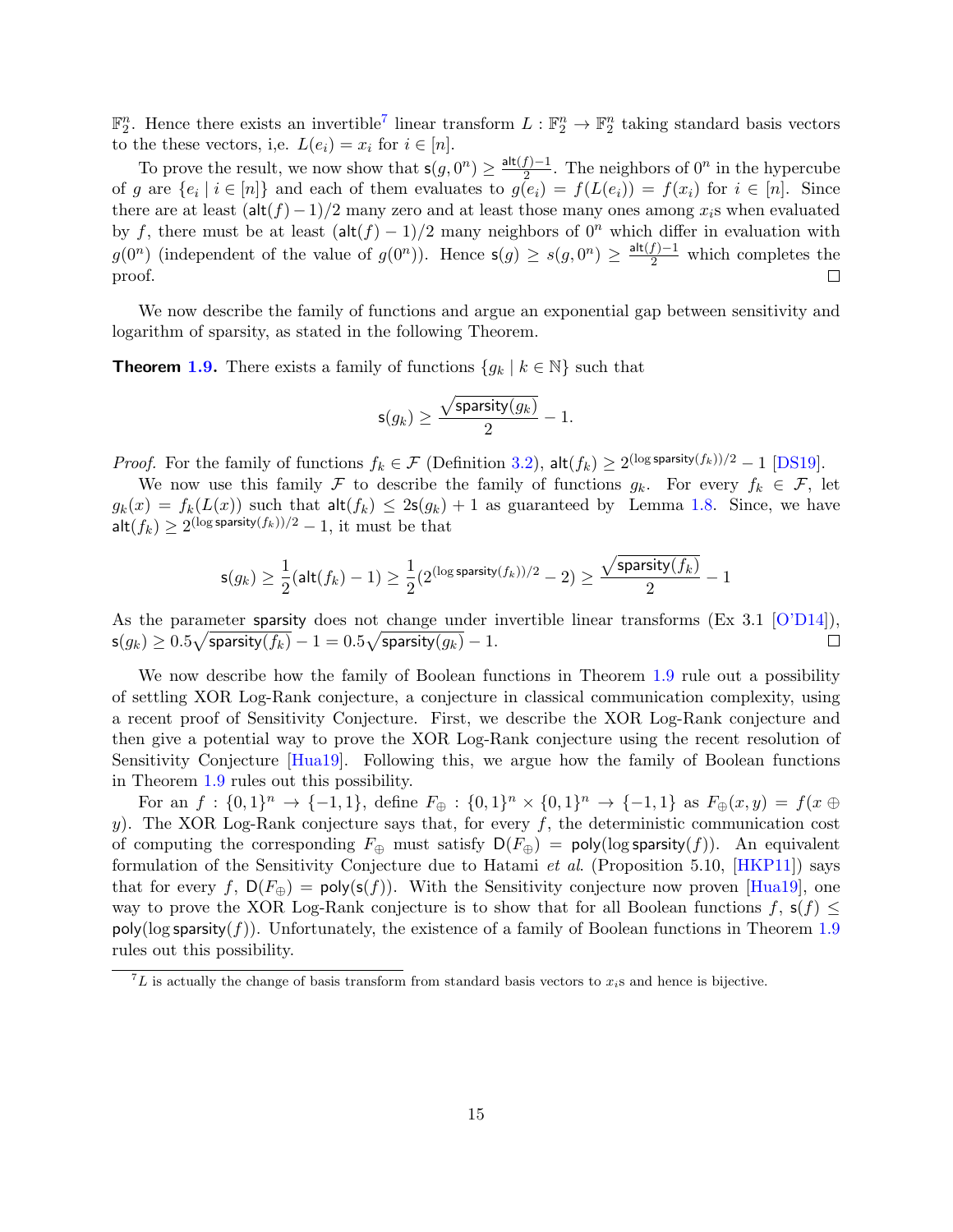$\mathbb{F}_2^n$. Hence there exists an invertible[7] linear transform $L : \mathbb{F}_2^n \to \mathbb{F}_2^n$ taking standard basis vectors to the these vectors, i,e. $L(e_i) = x_i$ for $i \in [n]$.

To prove the result, we now show that $\mathsf{s}(g, 0^n) \geq \frac{\mathsf{alt}(f)-1}{2}$. The neighbors of $0^n$ in the hypercube of $g$ are $\{e_i \mid i \in [n]\}$ and each of them evaluates to $g(e_i) = f(L(e_i)) = f(x_i)$ for $i \in [n]$. Since there are at least $(\mathsf{alt}(f) - 1)/2$ many zero and at least those many ones among $x_i$s when evaluated by $f$, there must be at least $(\mathsf{alt}(f) - 1)/2$ many neighbors of $0^n$ which differ in evaluation with $g(0^n)$ (independent of the value of $g(0^n)$). Hence $\mathsf{s}(g) \geq s(g, 0^n) \geq \frac{\mathsf{alt}(f)-1}{2}$ which completes the proof. ∎

We now describe the family of functions and argue an exponential gap between sensitivity and logarithm of sparsity, as stated in the following Theorem.

**Theorem 1.9.** There exists a family of functions $\{g_k \mid k \in \mathbb{N}\}$ such that

$$\mathsf{s}(g_k) \geq \frac{\sqrt{\mathsf{sparsity}(g_k)}}{2} - 1.$$

*Proof.* For the family of functions $f_k \in \mathcal{F}$ (Definition 3.2), $\mathsf{alt}(f_k) \geq 2^{(\log \mathsf{sparsity}(f_k))/2} - 1$ [DS19].

We now use this family $\mathcal{F}$ to describe the family of functions $g_k$. For every $f_k \in \mathcal{F}$, let $g_k(x) = f_k(L(x))$ such that $\mathsf{alt}(f_k) \leq 2\mathsf{s}(g_k) + 1$ as guaranteed by Lemma 1.8. Since, we have $\mathsf{alt}(f_k) \geq 2^{(\log \mathsf{sparsity}(f_k))/2} - 1$, it must be that

$$\mathsf{s}(g_k) \geq \frac{1}{2}(\mathsf{alt}(f_k) - 1) \geq \frac{1}{2}(2^{(\log \mathsf{sparsity}(f_k))/2} - 2) \geq \frac{\sqrt{\mathsf{sparsity}(f_k)}}{2} - 1$$

As the parameter $\mathsf{sparsity}$ does not change under invertible linear transforms (Ex 3.1 [O'D14]), $\mathsf{s}(g_k) \geq 0.5\sqrt{\mathsf{sparsity}(f_k)} - 1 = 0.5\sqrt{\mathsf{sparsity}(g_k)} - 1$. ∎

We now describe how the family of Boolean functions in Theorem 1.9 rule out a possibility of settling XOR Log-Rank conjecture, a conjecture in classical communication complexity, using a recent proof of Sensitivity Conjecture. First, we describe the XOR Log-Rank conjecture and then give a potential way to prove the XOR Log-Rank conjecture using the recent resolution of Sensitivity Conjecture [Hua19]. Following this, we argue how the family of Boolean functions in Theorem 1.9 rules out this possibility.

For an $f : \{0,1\}^n \to \{-1,1\}$, define $F_\oplus : \{0,1\}^n \times \{0,1\}^n \to \{-1,1\}$ as $F_\oplus(x, y) = f(x \oplus y)$. The XOR Log-Rank conjecture says that, for every $f$, the deterministic communication cost of computing the corresponding $F_\oplus$ must satisfy $\mathsf{D}(F_\oplus) = \mathsf{poly}(\log \mathsf{sparsity}(f))$. An equivalent formulation of the Sensitivity Conjecture due to Hatami *et al.* (Proposition 5.10, [HKP11]) says that for every $f$, $\mathsf{D}(F_\oplus) = \mathsf{poly}(\mathsf{s}(f))$. With the Sensitivity conjecture now proven [Hua19], one way to prove the XOR Log-Rank conjecture is to show that for all Boolean functions $f$, $\mathsf{s}(f) \leq \mathsf{poly}(\log \mathsf{sparsity}(f))$. Unfortunately, the existence of a family of Boolean functions in Theorem 1.9 rules out this possibility.

[7] $L$ is actually the change of basis transform from standard basis vectors to $x_i$s and hence is bijective.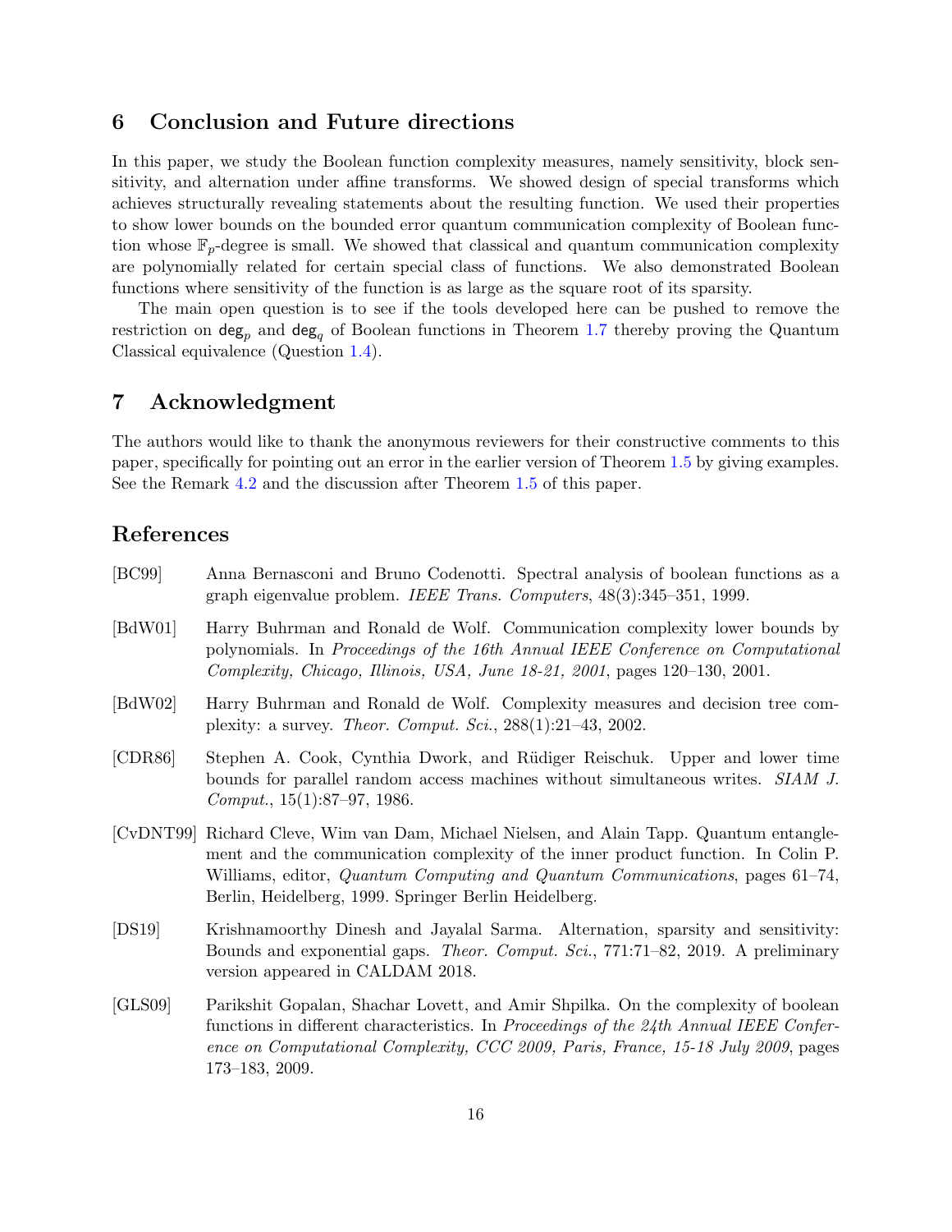## 6 Conclusion and Future directions

In this paper, we study the Boolean function complexity measures, namely sensitivity, block sensitivity, and alternation under affine transforms. We showed design of special transforms which achieves structurally revealing statements about the resulting function. We used their properties to show lower bounds on the bounded error quantum communication complexity of Boolean function whose $\mathbb{F}_p$-degree is small. We showed that classical and quantum communication complexity are polynomially related for certain special class of functions. We also demonstrated Boolean functions where sensitivity of the function is as large as the square root of its sparsity.

The main open question is to see if the tools developed here can be pushed to remove the restriction on $\mathsf{deg}_p$ and $\mathsf{deg}_q$ of Boolean functions in Theorem 1.7 thereby proving the Quantum Classical equivalence (Question 1.4).

## 7 Acknowledgment

The authors would like to thank the anonymous reviewers for their constructive comments to this paper, specifically for pointing out an error in the earlier version of Theorem 1.5 by giving examples. See the Remark 4.2 and the discussion after Theorem 1.5 of this paper.

## References

[BC99] Anna Bernasconi and Bruno Codenotti. Spectral analysis of boolean functions as a graph eigenvalue problem. *IEEE Trans. Computers*, 48(3):345–351, 1999.

[BdW01] Harry Buhrman and Ronald de Wolf. Communication complexity lower bounds by polynomials. In *Proceedings of the 16th Annual IEEE Conference on Computational Complexity, Chicago, Illinois, USA, June 18-21, 2001*, pages 120–130, 2001.

[BdW02] Harry Buhrman and Ronald de Wolf. Complexity measures and decision tree complexity: a survey. *Theor. Comput. Sci.*, 288(1):21–43, 2002.

[CDR86] Stephen A. Cook, Cynthia Dwork, and Rüdiger Reischuk. Upper and lower time bounds for parallel random access machines without simultaneous writes. *SIAM J. Comput.*, 15(1):87–97, 1986.

[CvDNT99] Richard Cleve, Wim van Dam, Michael Nielsen, and Alain Tapp. Quantum entanglement and the communication complexity of the inner product function. In Colin P. Williams, editor, *Quantum Computing and Quantum Communications*, pages 61–74, Berlin, Heidelberg, 1999. Springer Berlin Heidelberg.

[DS19] Krishnamoorthy Dinesh and Jayalal Sarma. Alternation, sparsity and sensitivity: Bounds and exponential gaps. *Theor. Comput. Sci.*, 771:71–82, 2019. A preliminary version appeared in CALDAM 2018.

[GLS09] Parikshit Gopalan, Shachar Lovett, and Amir Shpilka. On the complexity of boolean functions in different characteristics. In *Proceedings of the 24th Annual IEEE Conference on Computational Complexity, CCC 2009, Paris, France, 15-18 July 2009*, pages 173–183, 2009.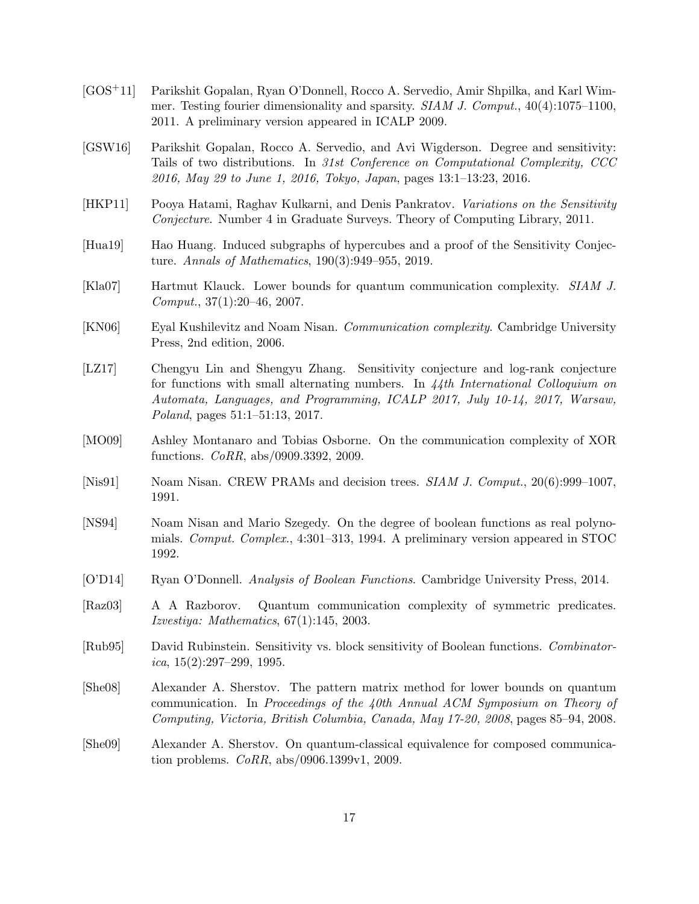[GOS+11] Parikshit Gopalan, Ryan O'Donnell, Rocco A. Servedio, Amir Shpilka, and Karl Wimmer. Testing fourier dimensionality and sparsity. *SIAM J. Comput.*, 40(4):1075–1100, 2011. A preliminary version appeared in ICALP 2009.

[GSW16] Parikshit Gopalan, Rocco A. Servedio, and Avi Wigderson. Degree and sensitivity: Tails of two distributions. In *31st Conference on Computational Complexity, CCC 2016, May 29 to June 1, 2016, Tokyo, Japan*, pages 13:1–13:23, 2016.

[HKP11] Pooya Hatami, Raghav Kulkarni, and Denis Pankratov. *Variations on the Sensitivity Conjecture*. Number 4 in Graduate Surveys. Theory of Computing Library, 2011.

[Hua19] Hao Huang. Induced subgraphs of hypercubes and a proof of the Sensitivity Conjecture. *Annals of Mathematics*, 190(3):949–955, 2019.

[Kla07] Hartmut Klauck. Lower bounds for quantum communication complexity. *SIAM J. Comput.*, 37(1):20–46, 2007.

[KN06] Eyal Kushilevitz and Noam Nisan. *Communication complexity*. Cambridge University Press, 2nd edition, 2006.

[LZ17] Chengyu Lin and Shengyu Zhang. Sensitivity conjecture and log-rank conjecture for functions with small alternating numbers. In *44th International Colloquium on Automata, Languages, and Programming, ICALP 2017, July 10-14, 2017, Warsaw, Poland*, pages 51:1–51:13, 2017.

[MO09] Ashley Montanaro and Tobias Osborne. On the communication complexity of XOR functions. *CoRR*, abs/0909.3392, 2009.

[Nis91] Noam Nisan. CREW PRAMs and decision trees. *SIAM J. Comput.*, 20(6):999–1007, 1991.

[NS94] Noam Nisan and Mario Szegedy. On the degree of boolean functions as real polynomials. *Comput. Complex.*, 4:301–313, 1994. A preliminary version appeared in STOC 1992.

[O'D14] Ryan O'Donnell. *Analysis of Boolean Functions*. Cambridge University Press, 2014.

[Raz03] A A Razborov. Quantum communication complexity of symmetric predicates. *Izvestiya: Mathematics*, 67(1):145, 2003.

[Rub95] David Rubinstein. Sensitivity vs. block sensitivity of Boolean functions. *Combinatorica*, 15(2):297–299, 1995.

[She08] Alexander A. Sherstov. The pattern matrix method for lower bounds on quantum communication. In *Proceedings of the 40th Annual ACM Symposium on Theory of Computing, Victoria, British Columbia, Canada, May 17-20, 2008*, pages 85–94, 2008.

[She09] Alexander A. Sherstov. On quantum-classical equivalence for composed communication problems. *CoRR*, abs/0906.1399v1, 2009.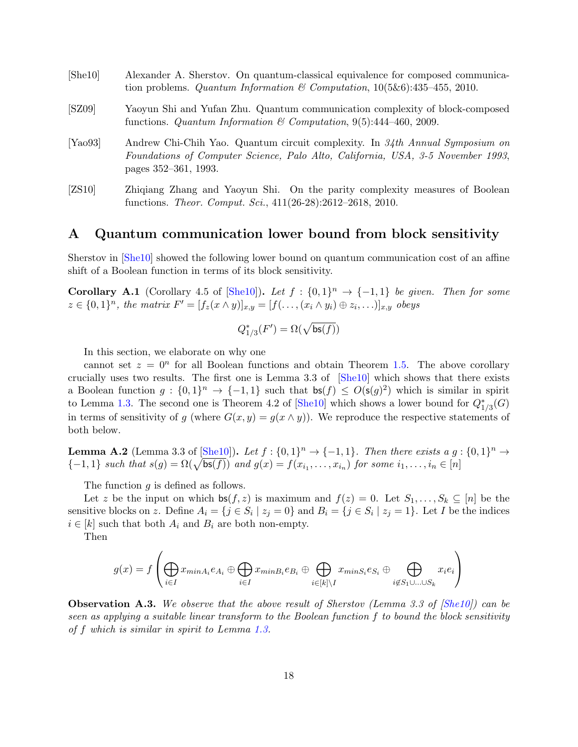[She10] Alexander A. Sherstov. On quantum-classical equivalence for composed communication problems. *Quantum Information & Computation*, 10(5&6):435–455, 2010.

[SZ09] Yaoyun Shi and Yufan Zhu. Quantum communication complexity of block-composed functions. *Quantum Information & Computation*, 9(5):444–460, 2009.

[Yao93] Andrew Chi-Chih Yao. Quantum circuit complexity. In *34th Annual Symposium on Foundations of Computer Science, Palo Alto, California, USA, 3-5 November 1993*, pages 352–361, 1993.

[ZS10] Zhiqiang Zhang and Yaoyun Shi. On the parity complexity measures of Boolean functions. *Theor. Comput. Sci.*, 411(26-28):2612–2618, 2010.

## A Quantum communication lower bound from block sensitivity

Sherstov in [She10] showed the following lower bound on quantum communication cost of an affine shift of a Boolean function in terms of its block sensitivity.

**Corollary A.1** (Corollary 4.5 of [She10]). *Let $f : \{0,1\}^n \to \{-1,1\}$ be given. Then for some $z \in \{0,1\}^n$, the matrix $F' = [f_z(x \wedge y)]_{x,y} = [f(\ldots,(x_i \wedge y_i) \oplus z_i, \ldots)]_{x,y}$ obeys*

$$Q^*_{1/3}(F') = \Omega(\sqrt{\mathsf{bs}(f)})$$

In this section, we elaborate on why one cannot set $z = 0^n$ for all Boolean functions and obtain Theorem 1.5. The above corollary crucially uses two results. The first one is Lemma 3.3 of [She10] which shows that there exists a Boolean function $g : \{0,1\}^n \to \{-1,1\}$ such that $\mathsf{bs}(f) \leq O(\mathsf{s}(g)^2)$ which is similar in spirit to Lemma 1.3. The second one is Theorem 4.2 of [She10] which shows a lower bound for $Q^*_{1/3}(G)$ in terms of sensitivity of $g$ (where $G(x,y) = g(x \wedge y)$). We reproduce the respective statements of both below.

**Lemma A.2** (Lemma 3.3 of [She10]). *Let $f : \{0,1\}^n \to \{-1,1\}$. Then there exists a $g : \{0,1\}^n \to \{-1,1\}$ such that $s(g) = \Omega(\sqrt{\mathsf{bs}(f)})$ and $g(x) = f(x_{i_1}, \ldots, x_{i_n})$ for some $i_1, \ldots, i_n \in [n]$*

The function $g$ is defined as follows.

Let $z$ be the input on which $\mathsf{bs}(f, z)$ is maximum and $f(z) = 0$. Let $S_1, \ldots, S_k \subseteq [n]$ be the sensitive blocks on $z$. Define $A_i = \{j \in S_i \mid z_j = 0\}$ and $B_i = \{j \in S_i \mid z_j = 1\}$. Let $I$ be the indices $i \in [k]$ such that both $A_i$ and $B_i$ are both non-empty.

Then

$$g(x) = f\left(\bigoplus_{i \in I} x_{minA_i} e_{A_i} \oplus \bigoplus_{i \in I} x_{minB_i} e_{B_i} \oplus \bigoplus_{i \in [k]\setminus I} x_{minS_i} e_{S_i} \oplus \bigoplus_{i \notin S_1 \cup \ldots \cup S_k} x_i e_i\right)$$

**Observation A.3.** *We observe that the above result of Sherstov (Lemma 3.3 of [She10]) can be seen as applying a suitable linear transform to the Boolean function $f$ to bound the block sensitivity of $f$ which is similar in spirit to Lemma 1.3.*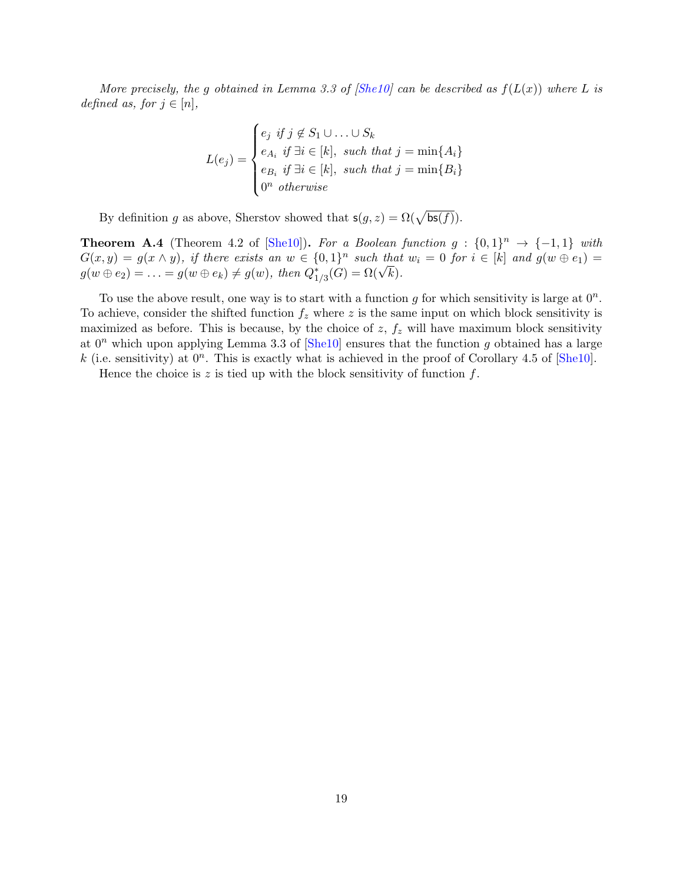*More precisely, the $g$ obtained in Lemma 3.3 of [She10] can be described as $f(L(x))$ where $L$ is defined as, for $j \in [n]$,*

$$L(e_j) = \begin{cases} e_j \text{ if } j \notin S_1 \cup \ldots \cup S_k \\ e_{A_i} \text{ if } \exists i \in [k], \text{ such that } j = \min\{A_i\} \\ e_{B_i} \text{ if } \exists i \in [k], \text{ such that } j = \min\{B_i\} \\ 0^n \text{ otherwise} \end{cases}$$

By definition $g$ as above, Sherstov showed that $\mathsf{s}(g, z) = \Omega(\sqrt{\mathsf{bs}(f)})$.

**Theorem A.4** (Theorem 4.2 of [She10])**.** *For a Boolean function $g : \{0,1\}^n \to \{-1,1\}$ with $G(x,y) = g(x \wedge y)$, if there exists an $w \in \{0,1\}^n$ such that $w_i = 0$ for $i \in [k]$ and $g(w \oplus e_1) = g(w \oplus e_2) = \ldots = g(w \oplus e_k) \neq g(w)$, then $Q^*_{1/3}(G) = \Omega(\sqrt{k})$.*

To use the above result, one way is to start with a function $g$ for which sensitivity is large at $0^n$. To achieve, consider the shifted function $f_z$ where $z$ is the same input on which block sensitivity is maximized as before. This is because, by the choice of $z$, $f_z$ will have maximum block sensitivity at $0^n$ which upon applying Lemma 3.3 of [She10] ensures that the function $g$ obtained has a large $k$ (i.e. sensitivity) at $0^n$. This is exactly what is achieved in the proof of Corollary 4.5 of [She10].

Hence the choice is $z$ is tied up with the block sensitivity of function $f$.